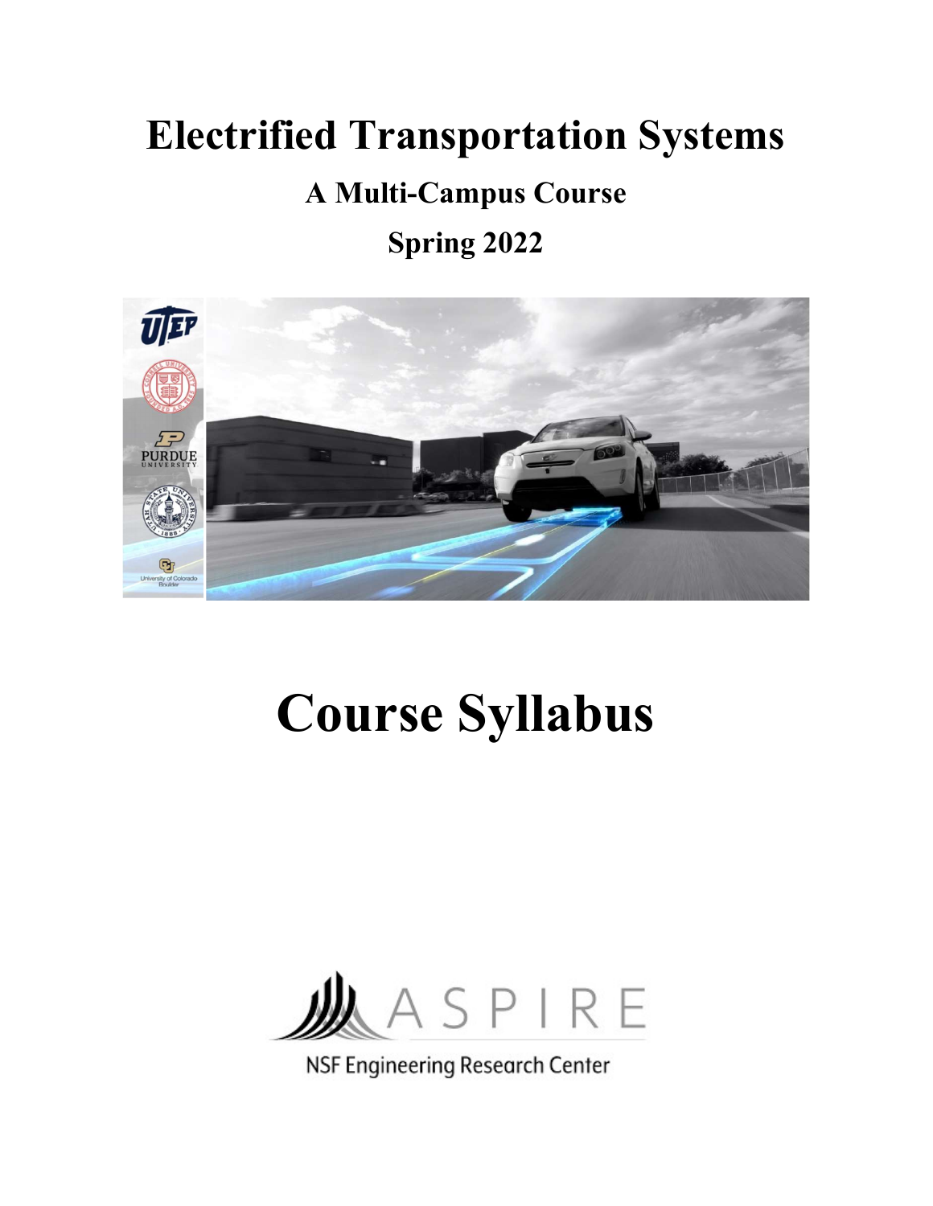# Electrified Transportation Systems

## A Multi-Campus Course

## Spring 2022

# Course Syllabus

ASPIRE

NSF Engineering Research Center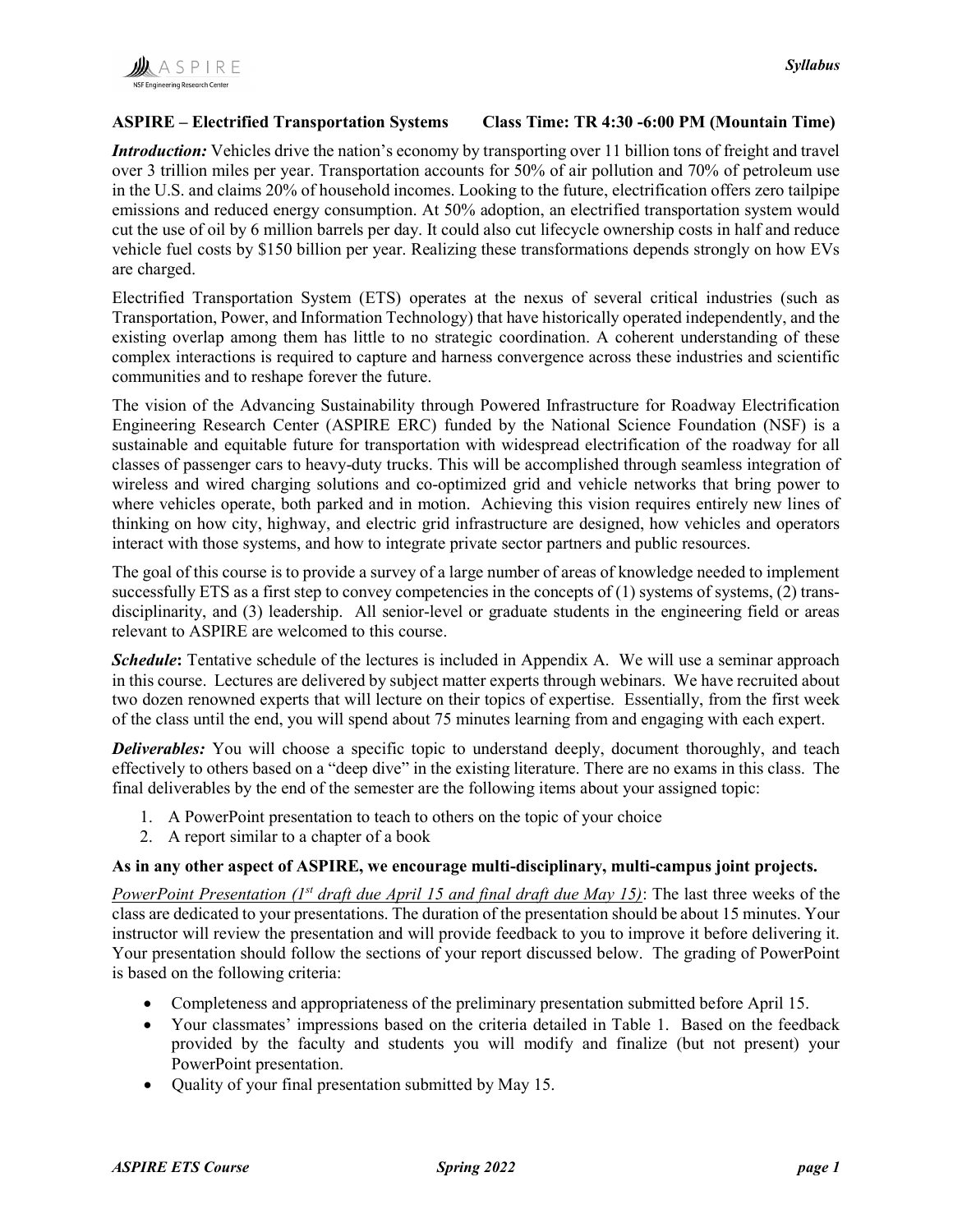**ASPIRE – Electrified Transportation Systems Class Time: TR 4:30 -6:00 PM (Mountain Time)**

***Introduction:*** Vehicles drive the nation's economy by transporting over 11 billion tons of freight and travel over 3 trillion miles per year. Transportation accounts for 50% of air pollution and 70% of petroleum use in the U.S. and claims 20% of household incomes. Looking to the future, electrification offers zero tailpipe emissions and reduced energy consumption. At 50% adoption, an electrified transportation system would cut the use of oil by 6 million barrels per day. It could also cut lifecycle ownership costs in half and reduce vehicle fuel costs by $150 billion per year. Realizing these transformations depends strongly on how EVs are charged.

Electrified Transportation System (ETS) operates at the nexus of several critical industries (such as Transportation, Power, and Information Technology) that have historically operated independently, and the existing overlap among them has little to no strategic coordination. A coherent understanding of these complex interactions is required to capture and harness convergence across these industries and scientific communities and to reshape forever the future.

The vision of the Advancing Sustainability through Powered Infrastructure for Roadway Electrification Engineering Research Center (ASPIRE ERC) funded by the National Science Foundation (NSF) is a sustainable and equitable future for transportation with widespread electrification of the roadway for all classes of passenger cars to heavy-duty trucks. This will be accomplished through seamless integration of wireless and wired charging solutions and co-optimized grid and vehicle networks that bring power to where vehicles operate, both parked and in motion. Achieving this vision requires entirely new lines of thinking on how city, highway, and electric grid infrastructure are designed, how vehicles and operators interact with those systems, and how to integrate private sector partners and public resources.

The goal of this course is to provide a survey of a large number of areas of knowledge needed to implement successfully ETS as a first step to convey competencies in the concepts of (1) systems of systems, (2) trans-disciplinarity, and (3) leadership. All senior-level or graduate students in the engineering field or areas relevant to ASPIRE are welcomed to this course.

***Schedule*:** Tentative schedule of the lectures is included in Appendix A. We will use a seminar approach in this course. Lectures are delivered by subject matter experts through webinars. We have recruited about two dozen renowned experts that will lecture on their topics of expertise. Essentially, from the first week of the class until the end, you will spend about 75 minutes learning from and engaging with each expert.

***Deliverables:*** You will choose a specific topic to understand deeply, document thoroughly, and teach effectively to others based on a "deep dive" in the existing literature. There are no exams in this class. The final deliverables by the end of the semester are the following items about your assigned topic:

1. A PowerPoint presentation to teach to others on the topic of your choice
2. A report similar to a chapter of a book

**As in any other aspect of ASPIRE, we encourage multi-disciplinary, multi-campus joint projects.**

*PowerPoint Presentation (1st draft due April 15 and final draft due May 15)*: The last three weeks of the class are dedicated to your presentations. The duration of the presentation should be about 15 minutes. Your instructor will review the presentation and will provide feedback to you to improve it before delivering it. Your presentation should follow the sections of your report discussed below. The grading of PowerPoint is based on the following criteria:

- Completeness and appropriateness of the preliminary presentation submitted before April 15.
- Your classmates' impressions based on the criteria detailed in Table 1. Based on the feedback provided by the faculty and students you will modify and finalize (but not present) your PowerPoint presentation.
- Quality of your final presentation submitted by May 15.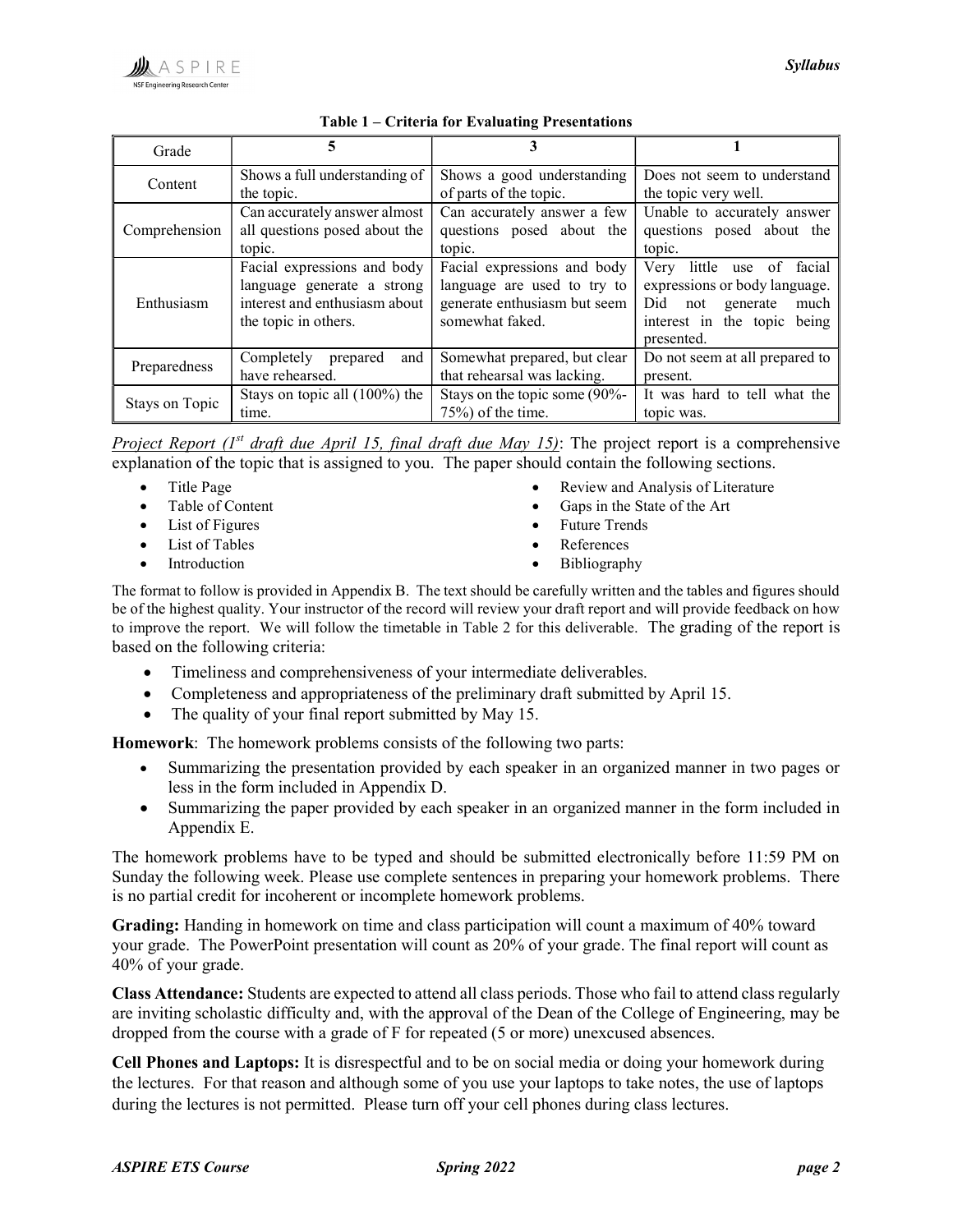**Table 1 – Criteria for Evaluating Presentations**

| Grade | 5 | 3 | 1 |
| --- | --- | --- | --- |
| Content | Shows a full understanding of the topic. | Shows a good understanding of parts of the topic. | Does not seem to understand the topic very well. |
| Comprehension | Can accurately answer almost all questions posed about the topic. | Can accurately answer a few questions posed about the topic. | Unable to accurately answer questions posed about the topic. |
| Enthusiasm | Facial expressions and body language generate a strong interest and enthusiasm about the topic in others. | Facial expressions and body language are used to try to generate enthusiasm but seem somewhat faked. | Very little use of facial expressions or body language. Did not generate much interest in the topic being presented. |
| Preparedness | Completely prepared and have rehearsed. | Somewhat prepared, but clear that rehearsal was lacking. | Do not seem at all prepared to present. |
| Stays on Topic | Stays on topic all (100%) the time. | Stays on the topic some (90%-75%) of the time. | It was hard to tell what the topic was. |

*Project Report (1st draft due April 15, final draft due May 15)*: The project report is a comprehensive explanation of the topic that is assigned to you. The paper should contain the following sections.

- Title Page
- Table of Content
- List of Figures
- List of Tables
- Introduction
- Review and Analysis of Literature
- Gaps in the State of the Art
- Future Trends
- References
- Bibliography

The format to follow is provided in Appendix B. The text should be carefully written and the tables and figures should be of the highest quality. Your instructor of the record will review your draft report and will provide feedback on how to improve the report. We will follow the timetable in Table 2 for this deliverable. The grading of the report is based on the following criteria:

- Timeliness and comprehensiveness of your intermediate deliverables.
- Completeness and appropriateness of the preliminary draft submitted by April 15.
- The quality of your final report submitted by May 15.

**Homework**: The homework problems consists of the following two parts:

- Summarizing the presentation provided by each speaker in an organized manner in two pages or less in the form included in Appendix D.
- Summarizing the paper provided by each speaker in an organized manner in the form included in Appendix E.

The homework problems have to be typed and should be submitted electronically before 11:59 PM on Sunday the following week. Please use complete sentences in preparing your homework problems. There is no partial credit for incoherent or incomplete homework problems.

**Grading:** Handing in homework on time and class participation will count a maximum of 40% toward your grade. The PowerPoint presentation will count as 20% of your grade. The final report will count as 40% of your grade.

**Class Attendance:** Students are expected to attend all class periods. Those who fail to attend class regularly are inviting scholastic difficulty and, with the approval of the Dean of the College of Engineering, may be dropped from the course with a grade of F for repeated (5 or more) unexcused absences.

**Cell Phones and Laptops:** It is disrespectful and to be on social media or doing your homework during the lectures. For that reason and although some of you use your laptops to take notes, the use of laptops during the lectures is not permitted. Please turn off your cell phones during class lectures.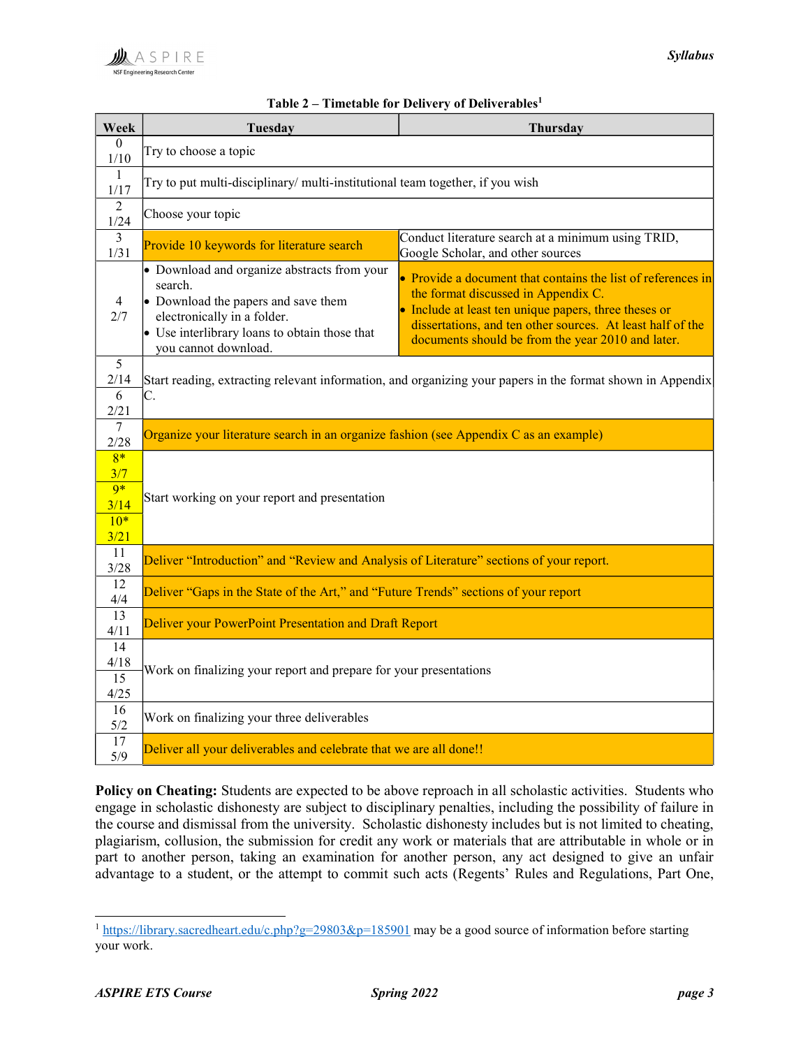**Table 2 – Timetable for Delivery of Deliverables[1]**

| Week | Tuesday | Thursday |
|---|---|---|
| 0<br>1/10 | Try to choose a topic | |
| 1<br>1/17 | Try to put multi-disciplinary/ multi-institutional team together, if you wish | |
| 2<br>1/24 | Choose your topic | |
| 3<br>1/31 | Provide 10 keywords for literature search | Conduct literature search at a minimum using TRID, Google Scholar, and other sources |
| 4<br>2/7 | • Download and organize abstracts from your search.<br>• Download the papers and save them electronically in a folder.<br>• Use interlibrary loans to obtain those that you cannot download. | • Provide a document that contains the list of references in the format discussed in Appendix C.<br>• Include at least ten unique papers, three theses or dissertations, and ten other sources. At least half of the documents should be from the year 2010 and later. |
| 5<br>2/14 | Start reading, extracting relevant information, and organizing your papers in the format shown in Appendix C. | |
| 6<br>2/21 | | |
| 7<br>2/28 | Organize your literature search in an organize fashion (see Appendix C as an example) | |
| 8*<br>3/7 | Start working on your report and presentation | |
| 9*<br>3/14 | | |
| 10*<br>3/21 | | |
| 11<br>3/28 | Deliver "Introduction" and "Review and Analysis of Literature" sections of your report. | |
| 12<br>4/4 | Deliver "Gaps in the State of the Art," and "Future Trends" sections of your report | |
| 13<br>4/11 | Deliver your PowerPoint Presentation and Draft Report | |
| 14<br>4/18 | Work on finalizing your report and prepare for your presentations | |
| 15<br>4/25 | | |
| 16<br>5/2 | Work on finalizing your three deliverables | |
| 17<br>5/9 | Deliver all your deliverables and celebrate that we are all done!! | |

**Policy on Cheating:** Students are expected to be above reproach in all scholastic activities. Students who engage in scholastic dishonesty are subject to disciplinary penalties, including the possibility of failure in the course and dismissal from the university. Scholastic dishonesty includes but is not limited to cheating, plagiarism, collusion, the submission for credit any work or materials that are attributable in whole or in part to another person, taking an examination for another person, any act designed to give an unfair advantage to a student, or the attempt to commit such acts (Regents' Rules and Regulations, Part One,

[1] https://library.sacredheart.edu/c.php?g=29803&p=185901 may be a good source of information before starting your work.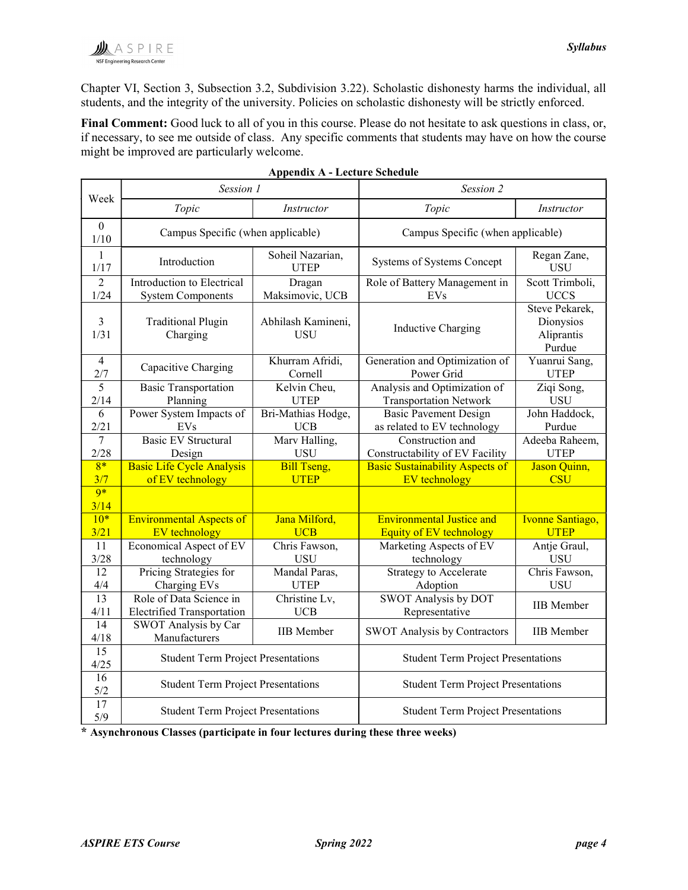Chapter VI, Section 3, Subsection 3.2, Subdivision 3.22). Scholastic dishonesty harms the individual, all students, and the integrity of the university. Policies on scholastic dishonesty will be strictly enforced.

**Final Comment:** Good luck to all of you in this course. Please do not hesitate to ask questions in class, or, if necessary, to see me outside of class. Any specific comments that students may have on how the course might be improved are particularly welcome.

**Appendix A - Lecture Schedule**

| Week | *Session 1* | | *Session 2* | |
|---|---|---|---|---|
| | *Topic* | *Instructor* | *Topic* | *Instructor* |
| 0<br>1/10 | Campus Specific (when applicable) | | Campus Specific (when applicable) | |
| 1<br>1/17 | Introduction | Soheil Nazarian, UTEP | Systems of Systems Concept | Regan Zane, USU |
| 2<br>1/24 | Introduction to Electrical System Components | Dragan Maksimovic, UCB | Role of Battery Management in EVs | Scott Trimboli, UCCS |
| 3<br>1/31 | Traditional Plugin Charging | Abhilash Kamineni, USU | Inductive Charging | Steve Pekarek, Dionysios Aliprantis Purdue |
| 4<br>2/7 | Capacitive Charging | Khurram Afridi, Cornell | Generation and Optimization of Power Grid | Yuanrui Sang, UTEP |
| 5<br>2/14 | Basic Transportation Planning | Kelvin Cheu, UTEP | Analysis and Optimization of Transportation Network | Ziqi Song, USU |
| 6<br>2/21 | Power System Impacts of EVs | Bri-Mathias Hodge, UCB | Basic Pavement Design as related to EV technology | John Haddock, Purdue |
| 7<br>2/28 | Basic EV Structural Design | Marv Halling, USU | Construction and Constructability of EV Facility | Adeeba Raheem, UTEP |
| 8*<br>3/7 | Basic Life Cycle Analysis of EV technology | Bill Tseng, UTEP | Basic Sustainability Aspects of EV technology | Jason Quinn, CSU |
| 9*<br>3/14 | | | | |
| 10*<br>3/21 | Environmental Aspects of EV technology | Jana Milford, UCB | Environmental Justice and Equity of EV technology | Ivonne Santiago, UTEP |
| 11<br>3/28 | Economical Aspect of EV technology | Chris Fawson, USU | Marketing Aspects of EV technology | Antje Graul, USU |
| 12<br>4/4 | Pricing Strategies for Charging EVs | Mandal Paras, UTEP | Strategy to Accelerate Adoption | Chris Fawson, USU |
| 13<br>4/11 | Role of Data Science in Electrified Transportation | Christine Lv, UCB | SWOT Analysis by DOT Representative | IIB Member |
| 14<br>4/18 | SWOT Analysis by Car Manufacturers | IIB Member | SWOT Analysis by Contractors | IIB Member |
| 15<br>4/25 | Student Term Project Presentations | | Student Term Project Presentations | |
| 16<br>5/2 | Student Term Project Presentations | | Student Term Project Presentations | |
| 17<br>5/9 | Student Term Project Presentations | | Student Term Project Presentations | |

**\* Asynchronous Classes (participate in four lectures during these three weeks)**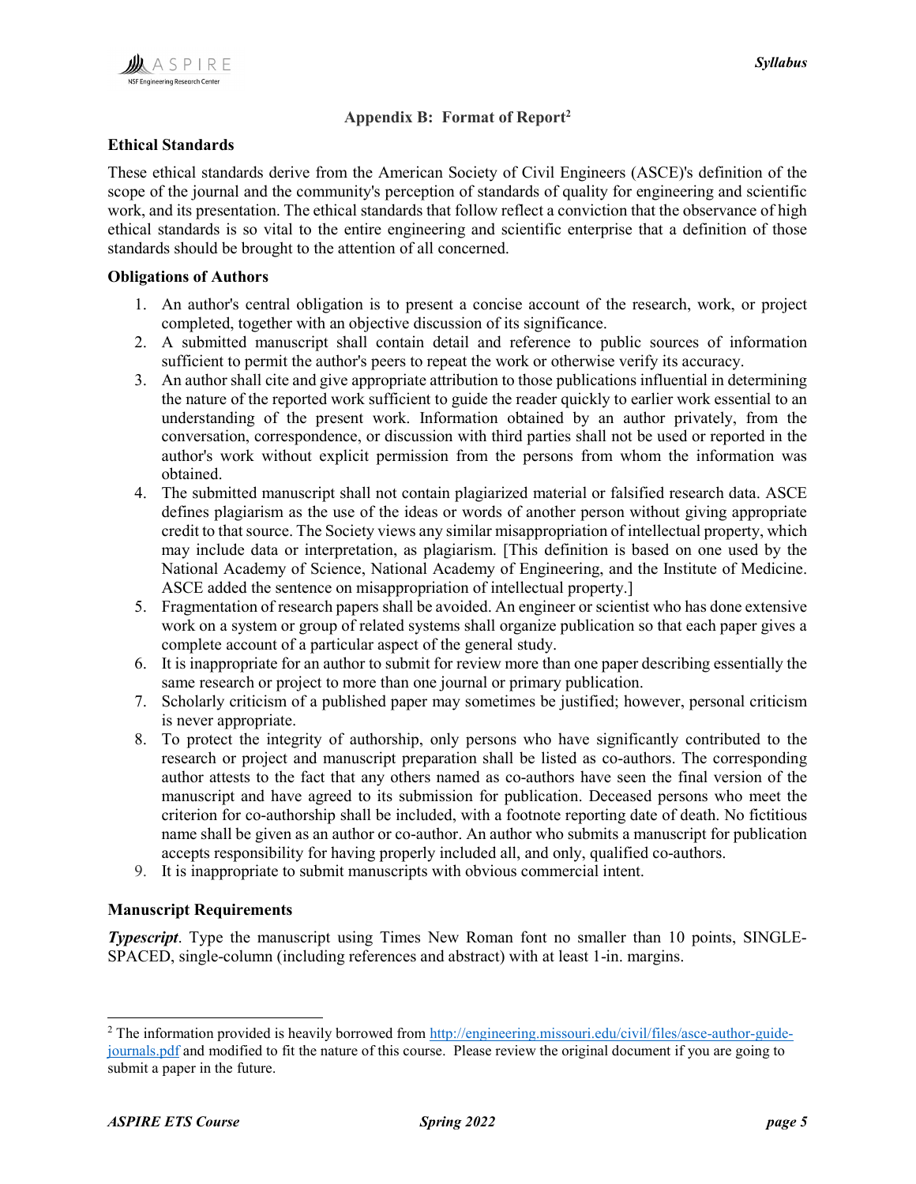## Appendix B: Format of Report[2]

### Ethical Standards

These ethical standards derive from the American Society of Civil Engineers (ASCE)'s definition of the scope of the journal and the community's perception of standards of quality for engineering and scientific work, and its presentation. The ethical standards that follow reflect a conviction that the observance of high ethical standards is so vital to the entire engineering and scientific enterprise that a definition of those standards should be brought to the attention of all concerned.

### Obligations of Authors

1. An author's central obligation is to present a concise account of the research, work, or project completed, together with an objective discussion of its significance.
2. A submitted manuscript shall contain detail and reference to public sources of information sufficient to permit the author's peers to repeat the work or otherwise verify its accuracy.
3. An author shall cite and give appropriate attribution to those publications influential in determining the nature of the reported work sufficient to guide the reader quickly to earlier work essential to an understanding of the present work. Information obtained by an author privately, from the conversation, correspondence, or discussion with third parties shall not be used or reported in the author's work without explicit permission from the persons from whom the information was obtained.
4. The submitted manuscript shall not contain plagiarized material or falsified research data. ASCE defines plagiarism as the use of the ideas or words of another person without giving appropriate credit to that source. The Society views any similar misappropriation of intellectual property, which may include data or interpretation, as plagiarism. [This definition is based on one used by the National Academy of Science, National Academy of Engineering, and the Institute of Medicine. ASCE added the sentence on misappropriation of intellectual property.]
5. Fragmentation of research papers shall be avoided. An engineer or scientist who has done extensive work on a system or group of related systems shall organize publication so that each paper gives a complete account of a particular aspect of the general study.
6. It is inappropriate for an author to submit for review more than one paper describing essentially the same research or project to more than one journal or primary publication.
7. Scholarly criticism of a published paper may sometimes be justified; however, personal criticism is never appropriate.
8. To protect the integrity of authorship, only persons who have significantly contributed to the research or project and manuscript preparation shall be listed as co-authors. The corresponding author attests to the fact that any others named as co-authors have seen the final version of the manuscript and have agreed to its submission for publication. Deceased persons who meet the criterion for co-authorship shall be included, with a footnote reporting date of death. No fictitious name shall be given as an author or co-author. An author who submits a manuscript for publication accepts responsibility for having properly included all, and only, qualified co-authors.
9. It is inappropriate to submit manuscripts with obvious commercial intent.

### Manuscript Requirements

***Typescript***. Type the manuscript using Times New Roman font no smaller than 10 points, SINGLE-SPACED, single-column (including references and abstract) with at least 1-in. margins.

---

[2] The information provided is heavily borrowed from http://engineering.missouri.edu/civil/files/asce-author-guide-journals.pdf and modified to fit the nature of this course. Please review the original document if you are going to submit a paper in the future.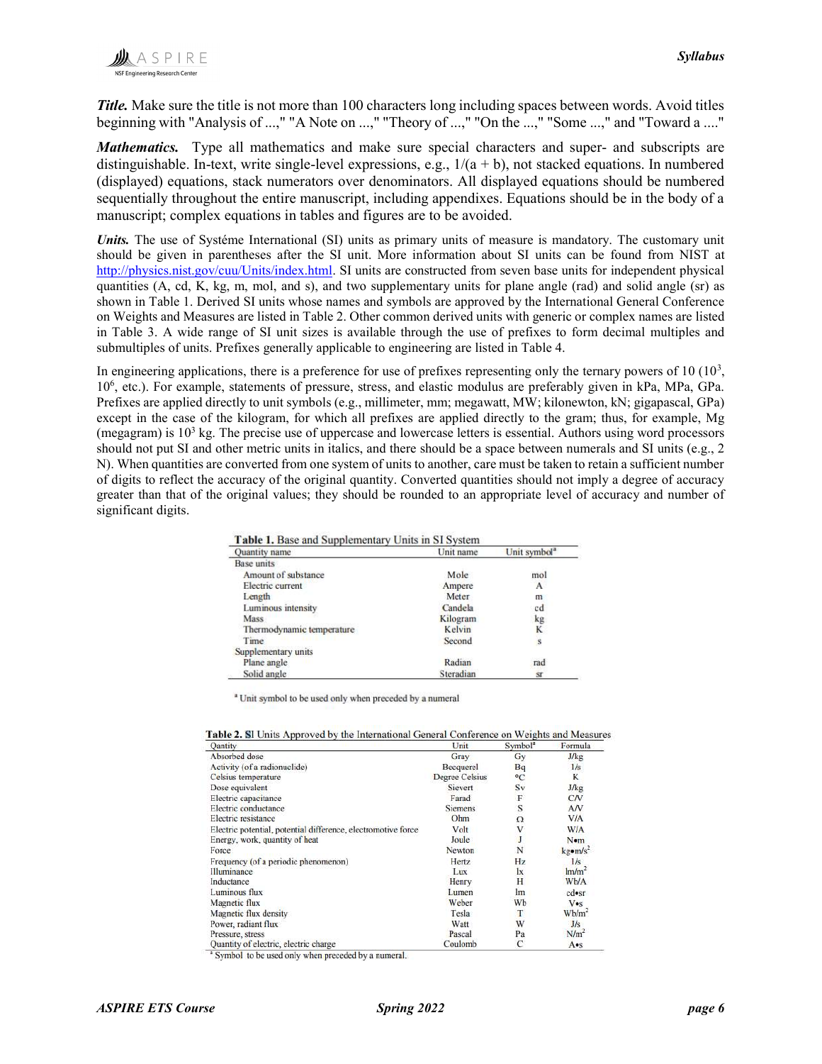***Title.*** Make sure the title is not more than 100 characters long including spaces between words. Avoid titles beginning with "Analysis of ...," "A Note on ...," "Theory of ...," "On the ...," "Some ...," and "Toward a ...."

***Mathematics.*** Type all mathematics and make sure special characters and super- and subscripts are distinguishable. In-text, write single-level expressions, e.g., $1/(a + b)$, not stacked equations. In numbered (displayed) equations, stack numerators over denominators. All displayed equations should be numbered sequentially throughout the entire manuscript, including appendixes. Equations should be in the body of a manuscript; complex equations in tables and figures are to be avoided.

***Units.*** The use of Systéme International (SI) units as primary units of measure is mandatory. The customary unit should be given in parentheses after the SI unit. More information about SI units can be found from NIST at http://physics.nist.gov/cuu/Units/index.html. SI units are constructed from seven base units for independent physical quantities (A, cd, K, kg, m, mol, and s), and two supplementary units for plane angle (rad) and solid angle (sr) as shown in Table 1. Derived SI units whose names and symbols are approved by the International General Conference on Weights and Measures are listed in Table 2. Other common derived units with generic or complex names are listed in Table 3. A wide range of SI unit sizes is available through the use of prefixes to form decimal multiples and submultiples of units. Prefixes generally applicable to engineering are listed in Table 4.

In engineering applications, there is a preference for use of prefixes representing only the ternary powers of 10 ($10^3$, $10^6$, etc.). For example, statements of pressure, stress, and elastic modulus are preferably given in kPa, MPa, GPa. Prefixes are applied directly to unit symbols (e.g., millimeter, mm; megawatt, MW; kilonewton, kN; gigapascal, GPa) except in the case of the kilogram, for which all prefixes are applied directly to the gram; thus, for example, Mg (megagram) is $10^3$ kg. The precise use of uppercase and lowercase letters is essential. Authors using word processors should not put SI and other metric units in italics, and there should be a space between numerals and SI units (e.g., 2 N). When quantities are converted from one system of units to another, care must be taken to retain a sufficient number of digits to reflect the accuracy of the original quantity. Converted quantities should not imply a degree of accuracy greater than that of the original values; they should be rounded to an appropriate level of accuracy and number of significant digits.

**Table 1.** Base and Supplementary Units in SI System

| Quantity name | Unit name | Unit symbol[a] |
|---|---|---|
| Base units | | |
| Amount of substance | Mole | mol |
| Electric current | Ampere | A |
| Length | Meter | m |
| Luminous intensity | Candela | cd |
| Mass | Kilogram | kg |
| Thermodynamic temperature | Kelvin | K |
| Time | Second | s |
| Supplementary units | | |
| Plane angle | Radian | rad |
| Solid angle | Steradian | sr |

[a] Unit symbol to be used only when preceded by a numeral

**Table 2.** SI Units Approved by the International General Conference on Weights and Measures

| Qantity | Unit | Symbol[a] | Formula |
|---|---|---|---|
| Absorbed dose | Gray | Gy | J/kg |
| Activity (of a radionuclide) | Becquerel | Bq | 1/s |
| Celsius temperature | Degree Celsius | °C | K |
| Dose equivalent | Sievert | Sv | J/kg |
| Electric capacitance | Farad | F | C/V |
| Electric conductance | Siemens | S | A/V |
| Electric resistance | Ohm | Ω | V/A |
| Electric potential, potential difference, electromotive force | Volt | V | W/A |
| Energy, work, quantity of heat | Joule | J | N•m |
| Force | Newton | N | kg•m/s$^2$ |
| Frequency (of a periodic phenomenon) | Hertz | Hz | 1/s |
| Illuminance | Lux | lx | lm/m$^2$ |
| Inductance | Henry | H | Wb/A |
| Luminous flux | Lumen | lm | cd•sr |
| Magnetic flux | Weber | Wb | V•s |
| Magnetic flux density | Tesla | T | Wb/m$^2$ |
| Power, radiant flux | Watt | W | J/s |
| Pressure, stress | Pascal | Pa | N/m$^2$ |
| Quantity of electric, electric charge | Coulomb | C | A•s |

[a] Symbol to be used only when preceded by a numeral.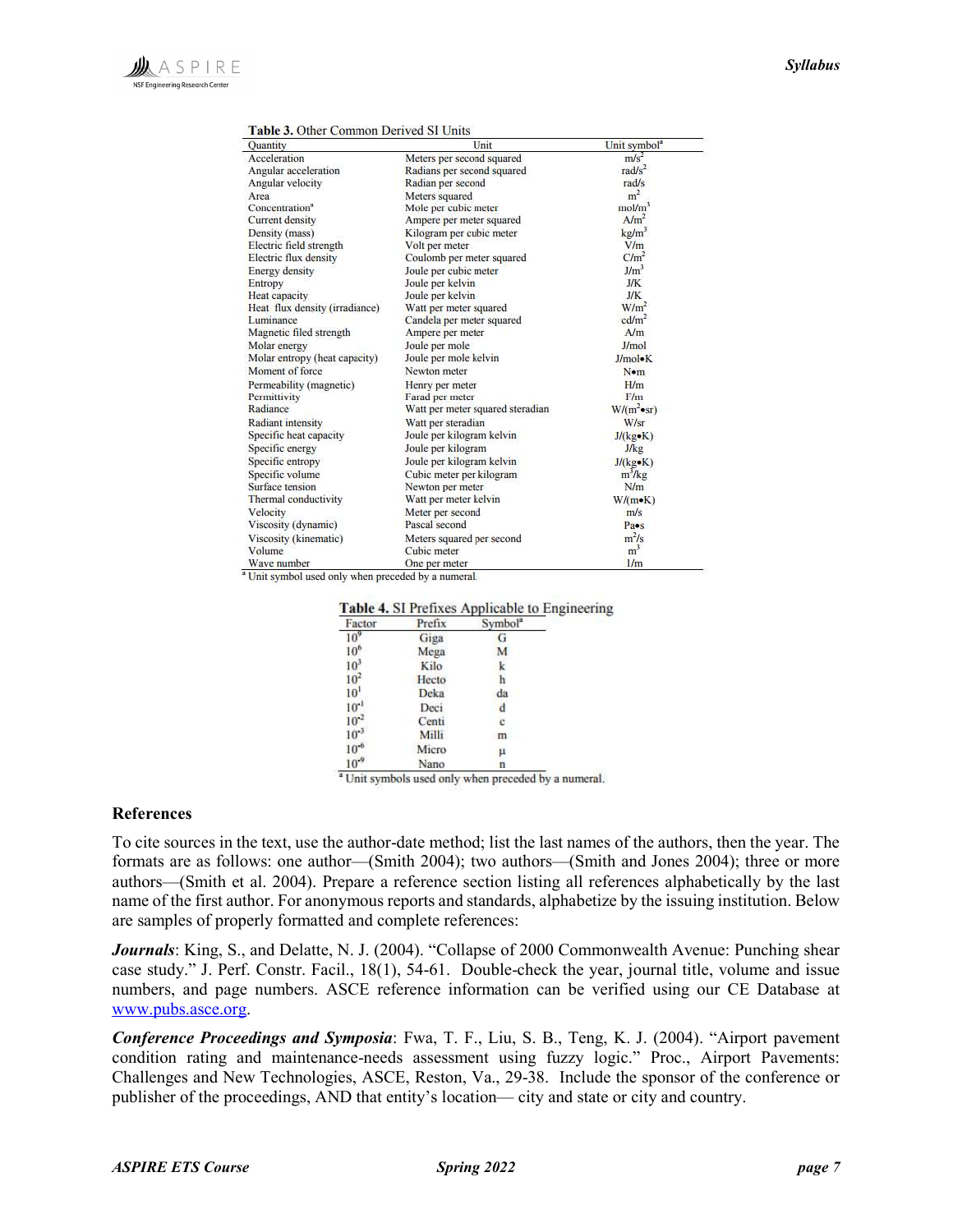**Table 3.** Other Common Derived SI Units

| Quantity | Unit | Unit symbol[a] |
|---|---|---|
| Acceleration | Meters per second squared | $m/s^2$ |
| Angular acceleration | Radians per second squared | $rad/s^2$ |
| Angular velocity | Radian per second | rad/s |
| Area | Meters squared | $m^2$ |
| Concentration[a] | Mole per cubic meter | $mol/m^3$ |
| Current density | Ampere per meter squared | $A/m^2$ |
| Density (mass) | Kilogram per cubic meter | $kg/m^3$ |
| Electric field strength | Volt per meter | V/m |
| Electric flux density | Coulomb per meter squared | $C/m^2$ |
| Energy density | Joule per cubic meter | $J/m^3$ |
| Entropy | Joule per kelvin | J/K |
| Heat capacity | Joule per kelvin | J/K |
| Heat flux density (irradiance) | Watt per meter squared | $W/m^2$ |
| Luminance | Candela per meter squared | $cd/m^2$ |
| Magnetic filed strength | Ampere per meter | A/m |
| Molar energy | Joule per mole | J/mol |
| Molar entropy (heat capacity) | Joule per mole kelvin | J/mol•K |
| Moment of force | Newton meter | N•m |
| Permeability (magnetic) | Henry per meter | H/m |
| Permittivity | Farad per meter | F/m |
| Radiance | Watt per meter squared steradian | $W/(m^2•sr)$ |
| Radiant intensity | Watt per steradian | W/sr |
| Specific heat capacity | Joule per kilogram kelvin | J/(kg•K) |
| Specific energy | Joule per kilogram | J/kg |
| Specific entropy | Joule per kilogram kelvin | J/(kg•K) |
| Specific volume | Cubic meter per kilogram | $m^3/kg$ |
| Surface tension | Newton per meter | N/m |
| Thermal conductivity | Watt per meter kelvin | W/(m•K) |
| Velocity | Meter per second | m/s |
| Viscosity (dynamic) | Pascal second | Pa•s |
| Viscosity (kinematic) | Meters squared per second | $m^2/s$ |
| Volume | Cubic meter | $m^3$ |
| Wave number | One per meter | 1/m |

[a] Unit symbol used only when preceded by a numeral.

**Table 4.** SI Prefixes Applicable to Engineering

| Factor | Prefix | Symbol[a] |
|---|---|---|
| $10^9$ | Giga | G |
| $10^6$ | Mega | M |
| $10^3$ | Kilo | k |
| $10^2$ | Hecto | h |
| $10^1$ | Deka | da |
| $10^{-1}$ | Deci | d |
| $10^{-2}$ | Centi | c |
| $10^{-3}$ | Milli | m |
| $10^{-6}$ | Micro | μ |
| $10^{-9}$ | Nano | n |

[a] Unit symbols used only when preceded by a numeral.

## References

To cite sources in the text, use the author-date method; list the last names of the authors, then the year. The formats are as follows: one author—(Smith 2004); two authors—(Smith and Jones 2004); three or more authors—(Smith et al. 2004). Prepare a reference section listing all references alphabetically by the last name of the first author. For anonymous reports and standards, alphabetize by the issuing institution. Below are samples of properly formatted and complete references:

***Journals***: King, S., and Delatte, N. J. (2004). "Collapse of 2000 Commonwealth Avenue: Punching shear case study." J. Perf. Constr. Facil., 18(1), 54-61. Double-check the year, journal title, volume and issue numbers, and page numbers. ASCE reference information can be verified using our CE Database at www.pubs.asce.org.

***Conference Proceedings and Symposia***: Fwa, T. F., Liu, S. B., Teng, K. J. (2004). "Airport pavement condition rating and maintenance-needs assessment using fuzzy logic." Proc., Airport Pavements: Challenges and New Technologies, ASCE, Reston, Va., 29-38. Include the sponsor of the conference or publisher of the proceedings, AND that entity's location— city and state or city and country.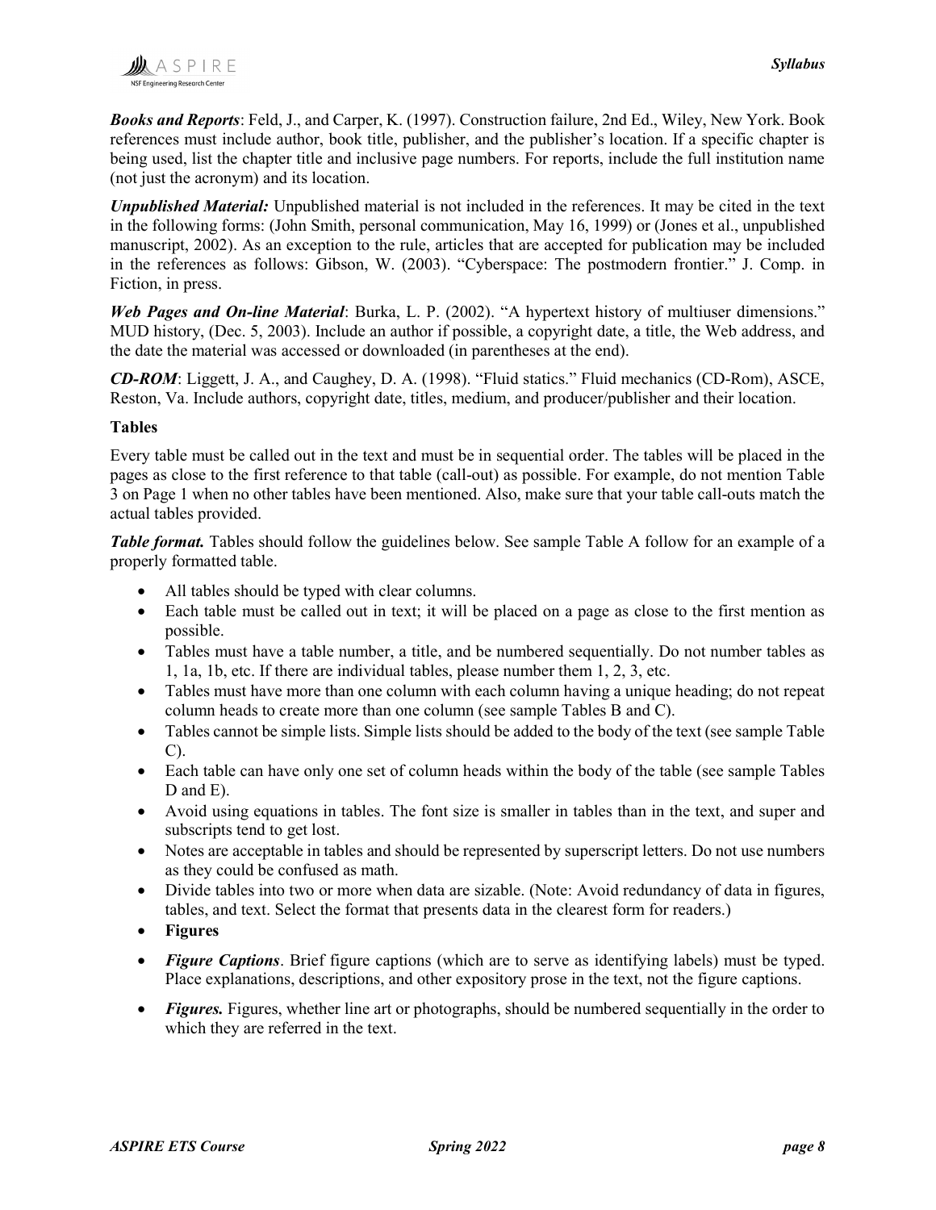***Books and Reports***: Feld, J., and Carper, K. (1997). Construction failure, 2nd Ed., Wiley, New York. Book references must include author, book title, publisher, and the publisher's location. If a specific chapter is being used, list the chapter title and inclusive page numbers. For reports, include the full institution name (not just the acronym) and its location.

***Unpublished Material:*** Unpublished material is not included in the references. It may be cited in the text in the following forms: (John Smith, personal communication, May 16, 1999) or (Jones et al., unpublished manuscript, 2002). As an exception to the rule, articles that are accepted for publication may be included in the references as follows: Gibson, W. (2003). "Cyberspace: The postmodern frontier." J. Comp. in Fiction, in press.

***Web Pages and On-line Material***: Burka, L. P. (2002). "A hypertext history of multiuser dimensions." MUD history, (Dec. 5, 2003). Include an author if possible, a copyright date, a title, the Web address, and the date the material was accessed or downloaded (in parentheses at the end).

***CD-ROM***: Liggett, J. A., and Caughey, D. A. (1998). "Fluid statics." Fluid mechanics (CD-Rom), ASCE, Reston, Va. Include authors, copyright date, titles, medium, and producer/publisher and their location.

**Tables**

Every table must be called out in the text and must be in sequential order. The tables will be placed in the pages as close to the first reference to that table (call-out) as possible. For example, do not mention Table 3 on Page 1 when no other tables have been mentioned. Also, make sure that your table call-outs match the actual tables provided.

***Table format.*** Tables should follow the guidelines below. See sample Table A follow for an example of a properly formatted table.

- All tables should be typed with clear columns.
- Each table must be called out in text; it will be placed on a page as close to the first mention as possible.
- Tables must have a table number, a title, and be numbered sequentially. Do not number tables as 1, 1a, 1b, etc. If there are individual tables, please number them 1, 2, 3, etc.
- Tables must have more than one column with each column having a unique heading; do not repeat column heads to create more than one column (see sample Tables B and C).
- Tables cannot be simple lists. Simple lists should be added to the body of the text (see sample Table C).
- Each table can have only one set of column heads within the body of the table (see sample Tables D and E).
- Avoid using equations in tables. The font size is smaller in tables than in the text, and super and subscripts tend to get lost.
- Notes are acceptable in tables and should be represented by superscript letters. Do not use numbers as they could be confused as math.
- Divide tables into two or more when data are sizable. (Note: Avoid redundancy of data in figures, tables, and text. Select the format that presents data in the clearest form for readers.)
- **Figures**
- ***Figure Captions***. Brief figure captions (which are to serve as identifying labels) must be typed. Place explanations, descriptions, and other expository prose in the text, not the figure captions.
- ***Figures.*** Figures, whether line art or photographs, should be numbered sequentially in the order to which they are referred in the text.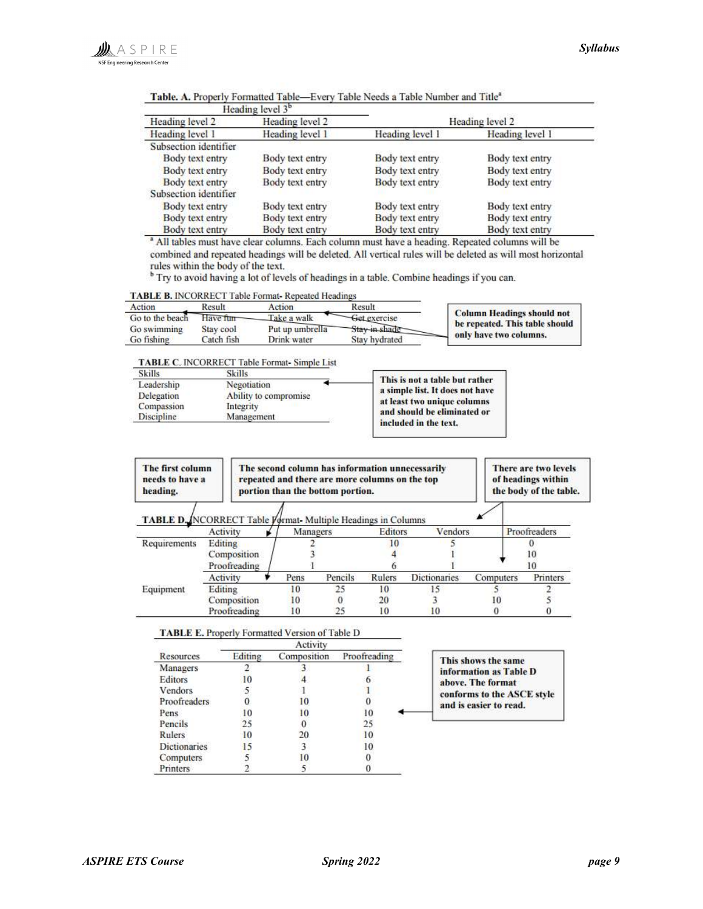**Table. A.** Properly Formatted Table—Every Table Needs a Table Number and Title[a]

| Heading level 3[b] | | | |
|---|---|---|---|
| Heading level 2 | Heading level 2 | Heading level 2 | |
| Heading level 1 | Heading level 1 | Heading level 1 | Heading level 1 |
| Subsection identifier | | | |
| Body text entry | Body text entry | Body text entry | Body text entry |
| Body text entry | Body text entry | Body text entry | Body text entry |
| Body text entry | Body text entry | Body text entry | Body text entry |
| Subsection identifier | | | |
| Body text entry | Body text entry | Body text entry | Body text entry |
| Body text entry | Body text entry | Body text entry | Body text entry |
| Body text entry | Body text entry | Body text entry | Body text entry |

[a] All tables must have clear columns. Each column must have a heading. Repeated columns will be combined and repeated headings will be deleted. All vertical rules will be deleted as will most horizontal rules within the body of the text.
[b] Try to avoid having a lot of levels of headings in a table. Combine headings if you can.

**TABLE B.** INCORRECT Table Format- Repeated Headings

| Action | Result | Action | Result |
|---|---|---|---|
| Go to the beach | Have fun | Take a walk | Get exercise |
| Go swimming | Stay cool | Put up umbrella | Stay in shade |
| Go fishing | Catch fish | Drink water | Stay hydrated |

**Column Headings should not be repeated. This table should only have two columns.**

**TABLE C.** INCORRECT Table Format- Simple List

| Skills | Skills |
|---|---|
| Leadership | Negotiation |
| Delegation | Ability to compromise |
| Compassion | Integrity |
| Discipline | Management |

**This is not a table but rather a simple list. It does not have at least two unique columns and should be eliminated or included in the text.**

**The first column needs to have a heading.**

**The second column has information unnecessarily repeated and there are more columns on the top portion than the bottom portion.**

**There are two levels of headings within the body of the table.**

**TABLE D.** INCORRECT Table Format- Multiple Headings in Columns

| | Activity | Managers | | Editors | Vendors | Proofreaders | |
|---|---|---|---|---|---|---|---|
| Requirements | Editing | 2 | | 10 | 5 | 0 | |
| | Composition | 3 | | 4 | 1 | 10 | |
| | Proofreading | 1 | | 6 | 1 | 10 | |
| | Activity | Pens | Pencils | Rulers | Dictionaries | Computers | Printers |
| Equipment | Editing | 10 | 25 | 10 | 15 | 5 | 2 |
| | Composition | 10 | 0 | 20 | 3 | 10 | 5 |
| | Proofreading | 10 | 25 | 10 | 10 | 0 | 0 |

**TABLE E.** Properly Formatted Version of Table D

| | Activity | | |
|---|---|---|---|
| Resources | Editing | Composition | Proofreading |
| Managers | 2 | 3 | 1 |
| Editors | 10 | 4 | 6 |
| Vendors | 5 | 1 | 1 |
| Proofreaders | 0 | 10 | 0 |
| Pens | 10 | 10 | 10 |
| Pencils | 25 | 0 | 25 |
| Rulers | 10 | 20 | 10 |
| Dictionaries | 15 | 3 | 10 |
| Computers | 5 | 10 | 0 |
| Printers | 2 | 5 | 0 |

**This shows the same information as Table D above. The format conforms to the ASCE style and is easier to read.**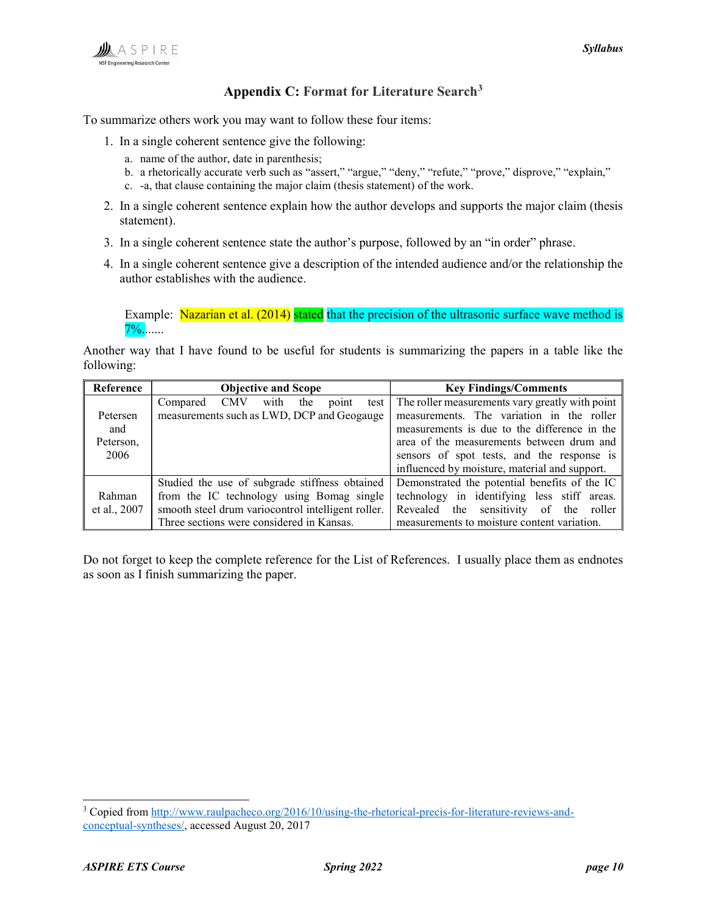## Appendix C: Format for Literature Search[3]

To summarize others work you may want to follow these four items:

1. In a single coherent sentence give the following:
   a. name of the author, date in parenthesis;
   b. a rhetorically accurate verb such as "assert," "argue," "deny," "refute," "prove," disprove," "explain,"
   c. -a, that clause containing the major claim (thesis statement) of the work.
2. In a single coherent sentence explain how the author develops and supports the major claim (thesis statement).
3. In a single coherent sentence state the author's purpose, followed by an "in order" phrase.
4. In a single coherent sentence give a description of the intended audience and/or the relationship the author establishes with the audience.

Example: Nazarian et al. (2014) stated that the precision of the ultrasonic surface wave method is 7%......

Another way that I have found to be useful for students is summarizing the papers in a table like the following:

| Reference | Objective and Scope | Key Findings/Comments |
|---|---|---|
| Petersen and Peterson, 2006 | Compared CMV with the point test measurements such as LWD, DCP and Geogauge | The roller measurements vary greatly with point measurements. The variation in the roller measurements is due to the difference in the area of the measurements between drum and sensors of spot tests, and the response is influenced by moisture, material and support. |
| Rahman et al., 2007 | Studied the use of subgrade stiffness obtained from the IC technology using Bomag single smooth steel drum variocontrol intelligent roller. Three sections were considered in Kansas. | Demonstrated the potential benefits of the IC technology in identifying less stiff areas. Revealed the sensitivity of the roller measurements to moisture content variation. |

Do not forget to keep the complete reference for the List of References. I usually place them as endnotes as soon as I finish summarizing the paper.

[3] Copied from http://www.raulpacheco.org/2016/10/using-the-rhetorical-precis-for-literature-reviews-and-conceptual-syntheses/, accessed August 20, 2017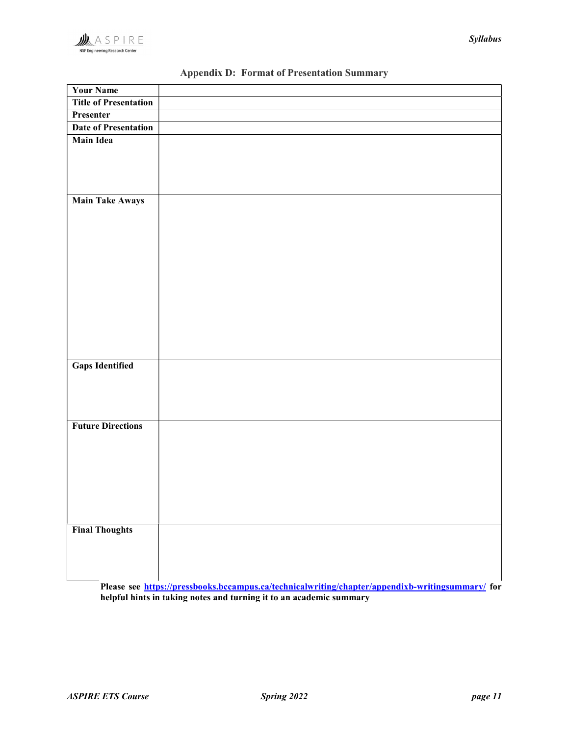## Appendix D: Format of Presentation Summary

| | |
|---|---|
| **Your Name** | |
| **Title of Presentation** | |
| **Presenter** | |
| **Date of Presentation** | |
| **Main Idea** | |
| **Main Take Aways** | |
| **Gaps Identified** | |
| **Future Directions** | |
| **Final Thoughts** | |

**Please see [https://pressbooks.bccampus.ca/technicalwriting/chapter/appendixb-writingsummary/](https://pressbooks.bccampus.ca/technicalwriting/chapter/appendixb-writingsummary/) for helpful hints in taking notes and turning it to an academic summary**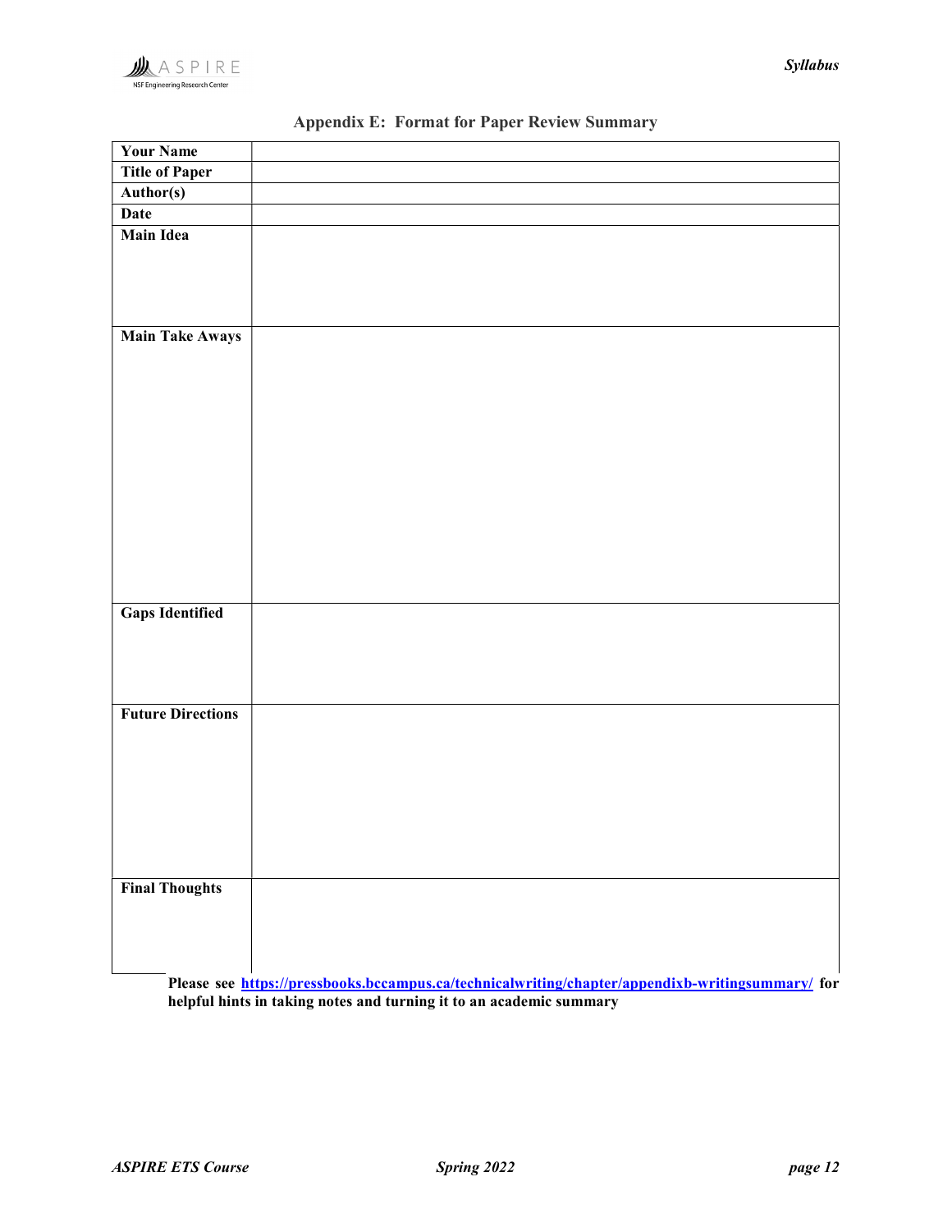## Appendix E: Format for Paper Review Summary

| **Your Name** | |
|---|---|
| **Title of Paper** | |
| **Author(s)** | |
| **Date** | |
| **Main Idea** | |
| **Main Take Aways** | |
| **Gaps Identified** | |
| **Future Directions** | |
| **Final Thoughts** | |

**Please see [https://pressbooks.bccampus.ca/technicalwriting/chapter/appendixb-writingsummary/](https://pressbooks.bccampus.ca/technicalwriting/chapter/appendixb-writingsummary/) for helpful hints in taking notes and turning it to an academic summary**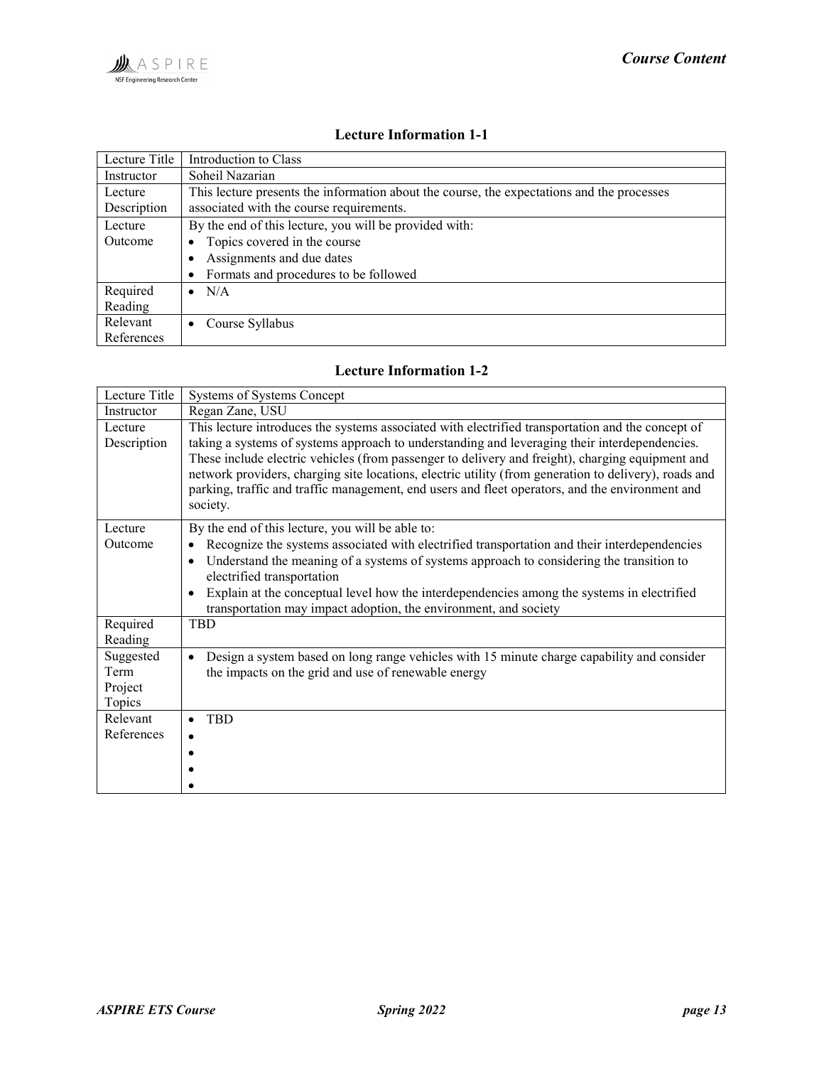### Lecture Information 1-1

| Lecture Title | Introduction to Class |
|---|---|
| Instructor | Soheil Nazarian |
| Lecture Description | This lecture presents the information about the course, the expectations and the processes associated with the course requirements. |
| Lecture Outcome | By the end of this lecture, you will be provided with:<br>• Topics covered in the course<br>• Assignments and due dates<br>• Formats and procedures to be followed |
| Required Reading | • N/A |
| Relevant References | • Course Syllabus |

### Lecture Information 1-2

| Lecture Title | Systems of Systems Concept |
|---|---|
| Instructor | Regan Zane, USU |
| Lecture Description | This lecture introduces the systems associated with electrified transportation and the concept of taking a systems of systems approach to understanding and leveraging their interdependencies. These include electric vehicles (from passenger to delivery and freight), charging equipment and network providers, charging site locations, electric utility (from generation to delivery), roads and parking, traffic and traffic management, end users and fleet operators, and the environment and society. |
| Lecture Outcome | By the end of this lecture, you will be able to:<br>• Recognize the systems associated with electrified transportation and their interdependencies<br>• Understand the meaning of a systems of systems approach to considering the transition to electrified transportation<br>• Explain at the conceptual level how the interdependencies among the systems in electrified transportation may impact adoption, the environment, and society |
| Required Reading | TBD |
| Suggested Term Project Topics | • Design a system based on long range vehicles with 15 minute charge capability and consider the impacts on the grid and use of renewable energy |
| Relevant References | • TBD<br>•<br>•<br>•<br>• |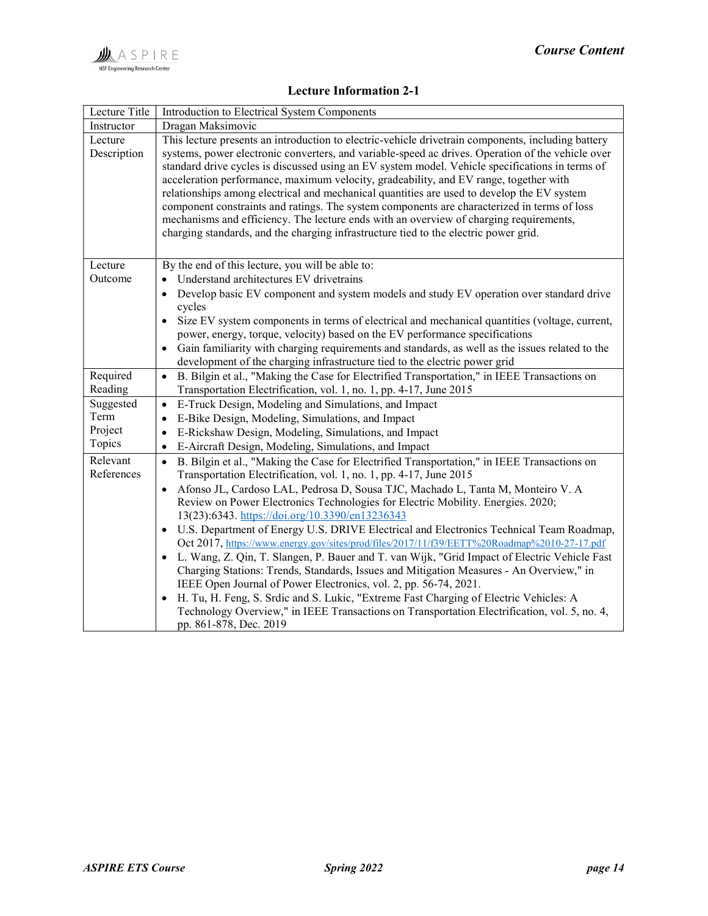## Lecture Information 2-1

| Lecture Title | Introduction to Electrical System Components |
|---|---|
| Instructor | Dragan Maksimovic |
| Lecture Description | This lecture presents an introduction to electric-vehicle drivetrain components, including battery systems, power electronic converters, and variable-speed ac drives. Operation of the vehicle over standard drive cycles is discussed using an EV system model. Vehicle specifications in terms of acceleration performance, maximum velocity, gradeability, and EV range, together with relationships among electrical and mechanical quantities are used to develop the EV system component constraints and ratings. The system components are characterized in terms of loss mechanisms and efficiency. The lecture ends with an overview of charging requirements, charging standards, and the charging infrastructure tied to the electric power grid. |
| Lecture Outcome | By the end of this lecture, you will be able to:<br>• Understand architectures EV drivetrains<br>• Develop basic EV component and system models and study EV operation over standard drive cycles<br>• Size EV system components in terms of electrical and mechanical quantities (voltage, current, power, energy, torque, velocity) based on the EV performance specifications<br>• Gain familiarity with charging requirements and standards, as well as the issues related to the development of the charging infrastructure tied to the electric power grid |
| Required Reading | • B. Bilgin et al., "Making the Case for Electrified Transportation," in IEEE Transactions on Transportation Electrification, vol. 1, no. 1, pp. 4-17, June 2015 |
| Suggested Term Project Topics | • E-Truck Design, Modeling and Simulations, and Impact<br>• E-Bike Design, Modeling, Simulations, and Impact<br>• E-Rickshaw Design, Modeling, Simulations, and Impact<br>• E-Aircraft Design, Modeling, Simulations, and Impact |
| Relevant References | • B. Bilgin et al., "Making the Case for Electrified Transportation," in IEEE Transactions on Transportation Electrification, vol. 1, no. 1, pp. 4-17, June 2015<br>• Afonso JL, Cardoso LAL, Pedrosa D, Sousa TJC, Machado L, Tanta M, Monteiro V. A Review on Power Electronics Technologies for Electric Mobility. Energies. 2020; 13(23):6343. https://doi.org/10.3390/en13236343<br>• U.S. Department of Energy U.S. DRIVE Electrical and Electronics Technical Team Roadmap, Oct 2017, https://www.energy.gov/sites/prod/files/2017/11/f39/EETT%20Roadmap%2010-27-17.pdf<br>• L. Wang, Z. Qin, T. Slangen, P. Bauer and T. van Wijk, "Grid Impact of Electric Vehicle Fast Charging Stations: Trends, Standards, Issues and Mitigation Measures - An Overview," in IEEE Open Journal of Power Electronics, vol. 2, pp. 56-74, 2021.<br>• H. Tu, H. Feng, S. Srdic and S. Lukic, "Extreme Fast Charging of Electric Vehicles: A Technology Overview," in IEEE Transactions on Transportation Electrification, vol. 5, no. 4, pp. 861-878, Dec. 2019 |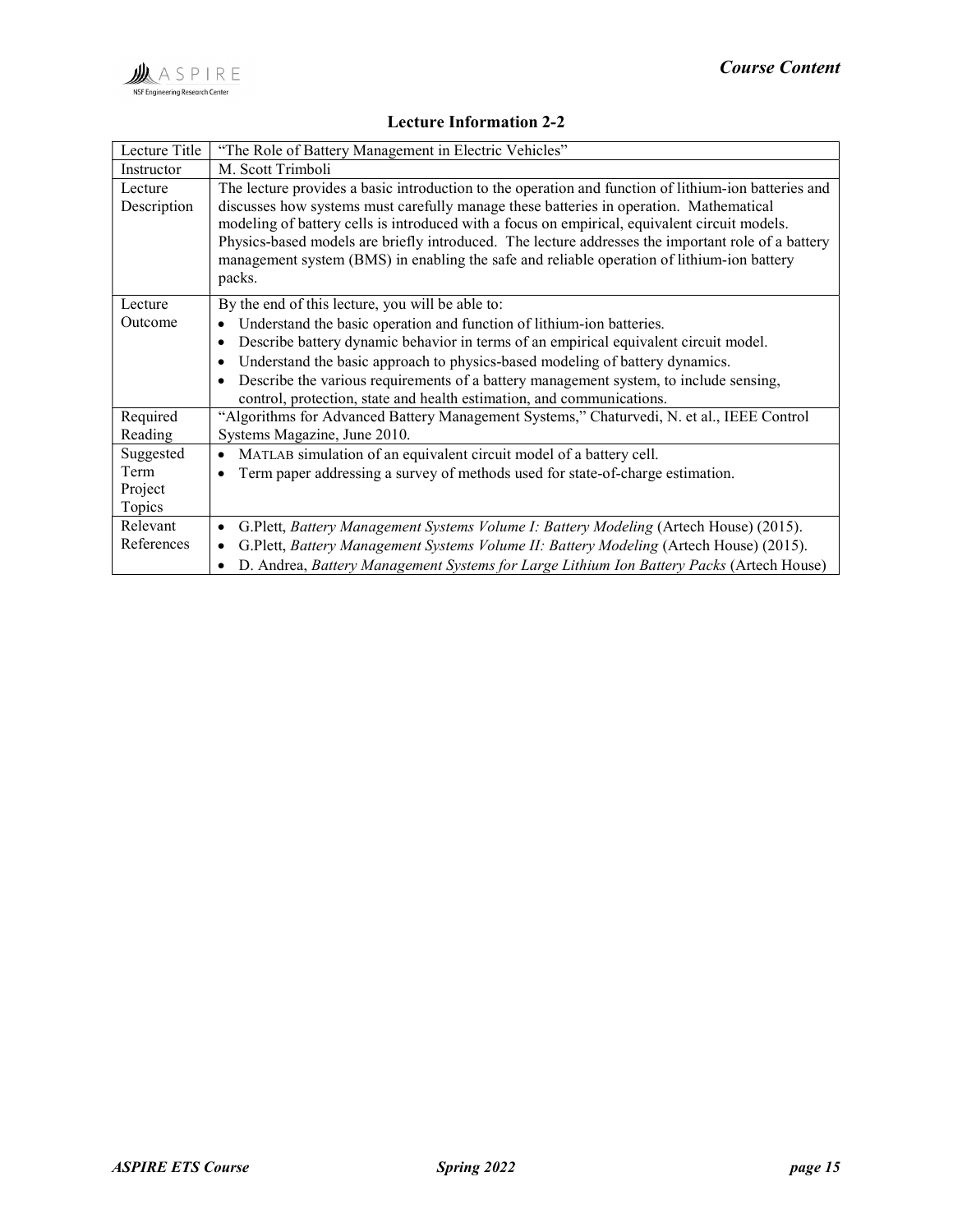## Lecture Information 2-2

| Lecture Title | "The Role of Battery Management in Electric Vehicles" |
|---|---|
| Instructor | M. Scott Trimboli |
| Lecture Description | The lecture provides a basic introduction to the operation and function of lithium-ion batteries and discusses how systems must carefully manage these batteries in operation. Mathematical modeling of battery cells is introduced with a focus on empirical, equivalent circuit models. Physics-based models are briefly introduced. The lecture addresses the important role of a battery management system (BMS) in enabling the safe and reliable operation of lithium-ion battery packs. |
| Lecture Outcome | By the end of this lecture, you will be able to:<br>• Understand the basic operation and function of lithium-ion batteries.<br>• Describe battery dynamic behavior in terms of an empirical equivalent circuit model.<br>• Understand the basic approach to physics-based modeling of battery dynamics.<br>• Describe the various requirements of a battery management system, to include sensing, control, protection, state and health estimation, and communications. |
| Required Reading | "Algorithms for Advanced Battery Management Systems," Chaturvedi, N. et al., IEEE Control Systems Magazine, June 2010. |
| Suggested Term Project Topics | • MATLAB simulation of an equivalent circuit model of a battery cell.<br>• Term paper addressing a survey of methods used for state-of-charge estimation. |
| Relevant References | • G.Plett, *Battery Management Systems Volume I: Battery Modeling* (Artech House) (2015).<br>• G.Plett, *Battery Management Systems Volume II: Battery Modeling* (Artech House) (2015).<br>• D. Andrea, *Battery Management Systems for Large Lithium Ion Battery Packs* (Artech House) |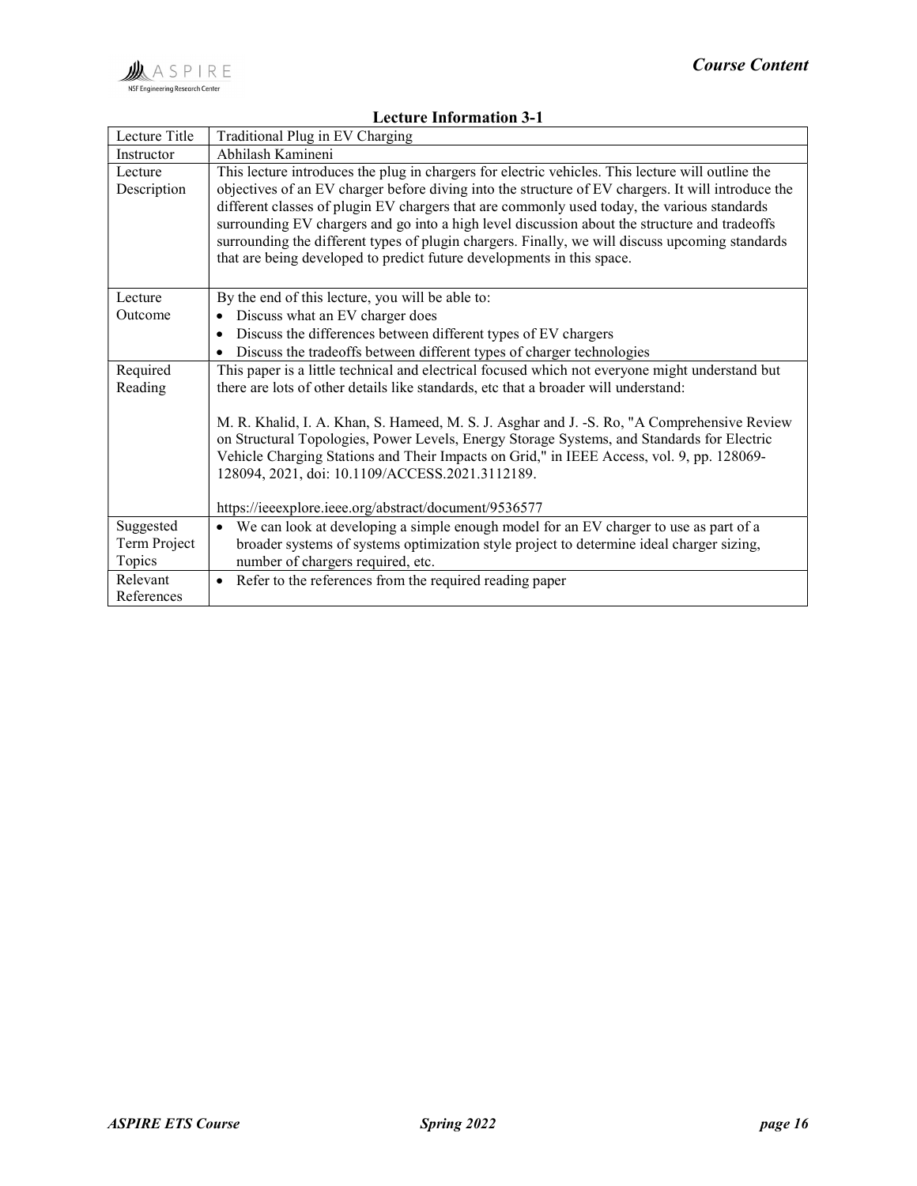**Lecture Information 3-1**

| Lecture Title | Traditional Plug in EV Charging |
|---|---|
| Instructor | Abhilash Kamineni |
| Lecture Description | This lecture introduces the plug in chargers for electric vehicles. This lecture will outline the objectives of an EV charger before diving into the structure of EV chargers. It will introduce the different classes of plugin EV chargers that are commonly used today, the various standards surrounding EV chargers and go into a high level discussion about the structure and tradeoffs surrounding the different types of plugin chargers. Finally, we will discuss upcoming standards that are being developed to predict future developments in this space. |
| Lecture Outcome | By the end of this lecture, you will be able to:<br>• Discuss what an EV charger does<br>• Discuss the differences between different types of EV chargers<br>• Discuss the tradeoffs between different types of charger technologies |
| Required Reading | This paper is a little technical and electrical focused which not everyone might understand but there are lots of other details like standards, etc that a broader will understand:<br><br>M. R. Khalid, I. A. Khan, S. Hameed, M. S. J. Asghar and J. -S. Ro, "A Comprehensive Review on Structural Topologies, Power Levels, Energy Storage Systems, and Standards for Electric Vehicle Charging Stations and Their Impacts on Grid," in IEEE Access, vol. 9, pp. 128069-128094, 2021, doi: 10.1109/ACCESS.2021.3112189.<br><br>https://ieeexplore.ieee.org/abstract/document/9536577 |
| Suggested Term Project Topics | • We can look at developing a simple enough model for an EV charger to use as part of a broader systems of systems optimization style project to determine ideal charger sizing, number of chargers required, etc. |
| Relevant References | • Refer to the references from the required reading paper |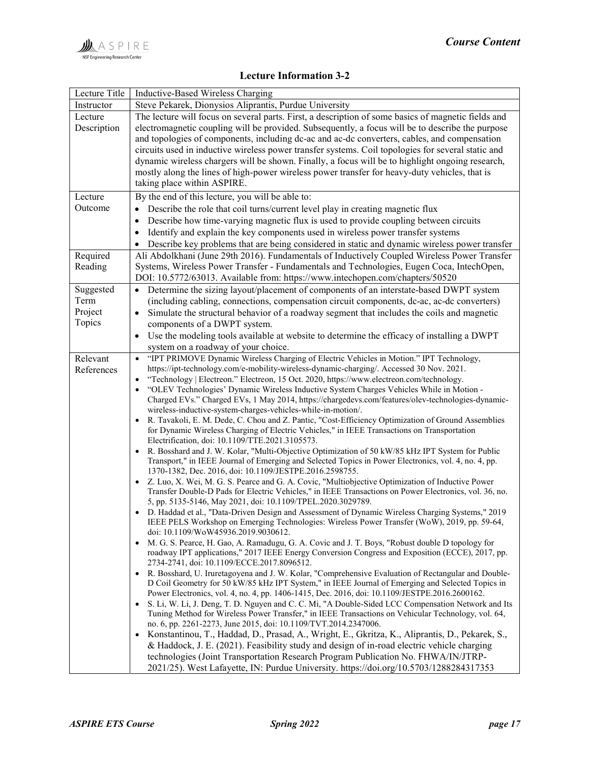## Lecture Information 3-2

| Lecture Title | Inductive-Based Wireless Charging |
|---|---|
| Instructor | Steve Pekarek, Dionysios Aliprantis, Purdue University |
| Lecture Description | The lecture will focus on several parts. First, a description of some basics of magnetic fields and electromagnetic coupling will be provided. Subsequently, a focus will be to describe the purpose and topologies of components, including dc-ac and ac-dc converters, cables, and compensation circuits used in inductive wireless power transfer systems. Coil topologies for several static and dynamic wireless chargers will be shown. Finally, a focus will be to highlight ongoing research, mostly along the lines of high-power wireless power transfer for heavy-duty vehicles, that is taking place within ASPIRE. |
| Lecture Outcome | By the end of this lecture, you will be able to: <br>• Describe the role that coil turns/current level play in creating magnetic flux <br>• Describe how time-varying magnetic flux is used to provide coupling between circuits <br>• Identify and explain the key components used in wireless power transfer systems <br>• Describe key problems that are being considered in static and dynamic wireless power transfer |
| Required Reading | Ali Abdolkhani (June 29th 2016). Fundamentals of Inductively Coupled Wireless Power Transfer Systems, Wireless Power Transfer - Fundamentals and Technologies, Eugen Coca, IntechOpen, DOI: 10.5772/63013. Available from: https://www.intechopen.com/chapters/50520 |
| Suggested Term Project Topics | • Determine the sizing layout/placement of components of an interstate-based DWPT system (including cabling, connections, compensation circuit components, dc-ac, ac-dc converters) <br>• Simulate the structural behavior of a roadway segment that includes the coils and magnetic components of a DWPT system. <br>• Use the modeling tools available at website to determine the efficacy of installing a DWPT system on a roadway of your choice. |
| Relevant References | • "IPT PRIMOVE Dynamic Wireless Charging of Electric Vehicles in Motion." IPT Technology, https://ipt-technology.com/e-mobility-wireless-dynamic-charging/. Accessed 30 Nov. 2021. <br>• "Technology \| Electreon." Electreon, 15 Oct. 2020, https://www.electreon.com/technology. <br>• "OLEV Technologies' Dynamic Wireless Inductive System Charges Vehicles While in Motion - Charged EVs." Charged EVs, 1 May 2014, https://chargedevs.com/features/olev-technologies-dynamic-wireless-inductive-system-charges-vehicles-while-in-motion/. <br>• R. Tavakoli, E. M. Dede, C. Chou and Z. Pantic, "Cost-Efficiency Optimization of Ground Assemblies for Dynamic Wireless Charging of Electric Vehicles," in IEEE Transactions on Transportation Electrification, doi: 10.1109/TTE.2021.3105573. <br>• R. Bosshard and J. W. Kolar, "Multi-Objective Optimization of 50 kW/85 kHz IPT System for Public Transport," in IEEE Journal of Emerging and Selected Topics in Power Electronics, vol. 4, no. 4, pp. 1370-1382, Dec. 2016, doi: 10.1109/JESTPE.2016.2598755. <br>• Z. Luo, X. Wei, M. G. S. Pearce and G. A. Covic, "Multiobjective Optimization of Inductive Power Transfer Double-D Pads for Electric Vehicles," in IEEE Transactions on Power Electronics, vol. 36, no. 5, pp. 5135-5146, May 2021, doi: 10.1109/TPEL.2020.3029789. <br>• D. Haddad et al., "Data-Driven Design and Assessment of Dynamic Wireless Charging Systems," 2019 IEEE PELS Workshop on Emerging Technologies: Wireless Power Transfer (WoW), 2019, pp. 59-64, doi: 10.1109/WoW45936.2019.9030612. <br>• M. G. S. Pearce, H. Gao, A. Ramadugu, G. A. Covic and J. T. Boys, "Robust double D topology for roadway IPT applications," 2017 IEEE Energy Conversion Congress and Exposition (ECCE), 2017, pp. 2734-2741, doi: 10.1109/ECCE.2017.8096512. <br>• R. Bosshard, U. Iruretagoyena and J. W. Kolar, "Comprehensive Evaluation of Rectangular and Double-D Coil Geometry for 50 kW/85 kHz IPT System," in IEEE Journal of Emerging and Selected Topics in Power Electronics, vol. 4, no. 4, pp. 1406-1415, Dec. 2016, doi: 10.1109/JESTPE.2016.2600162. <br>• S. Li, W. Li, J. Deng, T. D. Nguyen and C. C. Mi, "A Double-Sided LCC Compensation Network and Its Tuning Method for Wireless Power Transfer," in IEEE Transactions on Vehicular Technology, vol. 64, no. 6, pp. 2261-2273, June 2015, doi: 10.1109/TVT.2014.2347006. <br>• Konstantinou, T., Haddad, D., Prasad, A., Wright, E., Gkritza, K., Aliprantis, D., Pekarek, S., & Haddock, J. E. (2021). Feasibility study and design of in-road electric vehicle charging technologies (Joint Transportation Research Program Publication No. FHWA/IN/JTRP-2021/25). West Lafayette, IN: Purdue University. https://doi.org/10.5703/1288284317353 |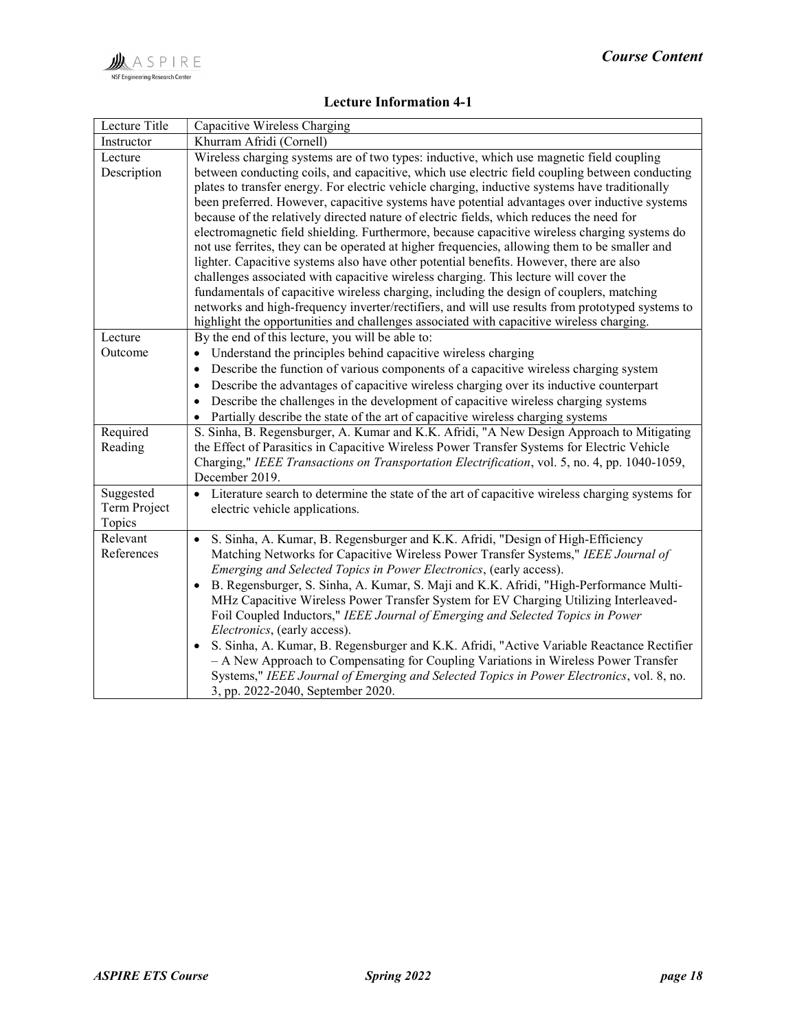## Lecture Information 4-1

| Lecture Title | Capacitive Wireless Charging |
|---|---|
| Instructor | Khurram Afridi (Cornell) |
| Lecture Description | Wireless charging systems are of two types: inductive, which use magnetic field coupling between conducting coils, and capacitive, which use electric field coupling between conducting plates to transfer energy. For electric vehicle charging, inductive systems have traditionally been preferred. However, capacitive systems have potential advantages over inductive systems because of the relatively directed nature of electric fields, which reduces the need for electromagnetic field shielding. Furthermore, because capacitive wireless charging systems do not use ferrites, they can be operated at higher frequencies, allowing them to be smaller and lighter. Capacitive systems also have other potential benefits. However, there are also challenges associated with capacitive wireless charging. This lecture will cover the fundamentals of capacitive wireless charging, including the design of couplers, matching networks and high-frequency inverter/rectifiers, and will use results from prototyped systems to highlight the opportunities and challenges associated with capacitive wireless charging. |
| Lecture Outcome | By the end of this lecture, you will be able to:<br>• Understand the principles behind capacitive wireless charging<br>• Describe the function of various components of a capacitive wireless charging system<br>• Describe the advantages of capacitive wireless charging over its inductive counterpart<br>• Describe the challenges in the development of capacitive wireless charging systems<br>• Partially describe the state of the art of capacitive wireless charging systems |
| Required Reading | S. Sinha, B. Regensburger, A. Kumar and K.K. Afridi, "A New Design Approach to Mitigating the Effect of Parasitics in Capacitive Wireless Power Transfer Systems for Electric Vehicle Charging," *IEEE Transactions on Transportation Electrification*, vol. 5, no. 4, pp. 1040-1059, December 2019. |
| Suggested Term Project Topics | • Literature search to determine the state of the art of capacitive wireless charging systems for electric vehicle applications. |
| Relevant References | • S. Sinha, A. Kumar, B. Regensburger and K.K. Afridi, "Design of High-Efficiency Matching Networks for Capacitive Wireless Power Transfer Systems," *IEEE Journal of Emerging and Selected Topics in Power Electronics*, (early access).<br>• B. Regensburger, S. Sinha, A. Kumar, S. Maji and K.K. Afridi, "High-Performance Multi-MHz Capacitive Wireless Power Transfer System for EV Charging Utilizing Interleaved-Foil Coupled Inductors," *IEEE Journal of Emerging and Selected Topics in Power Electronics*, (early access).<br>• S. Sinha, A. Kumar, B. Regensburger and K.K. Afridi, "Active Variable Reactance Rectifier – A New Approach to Compensating for Coupling Variations in Wireless Power Transfer Systems," *IEEE Journal of Emerging and Selected Topics in Power Electronics*, vol. 8, no. 3, pp. 2022-2040, September 2020. |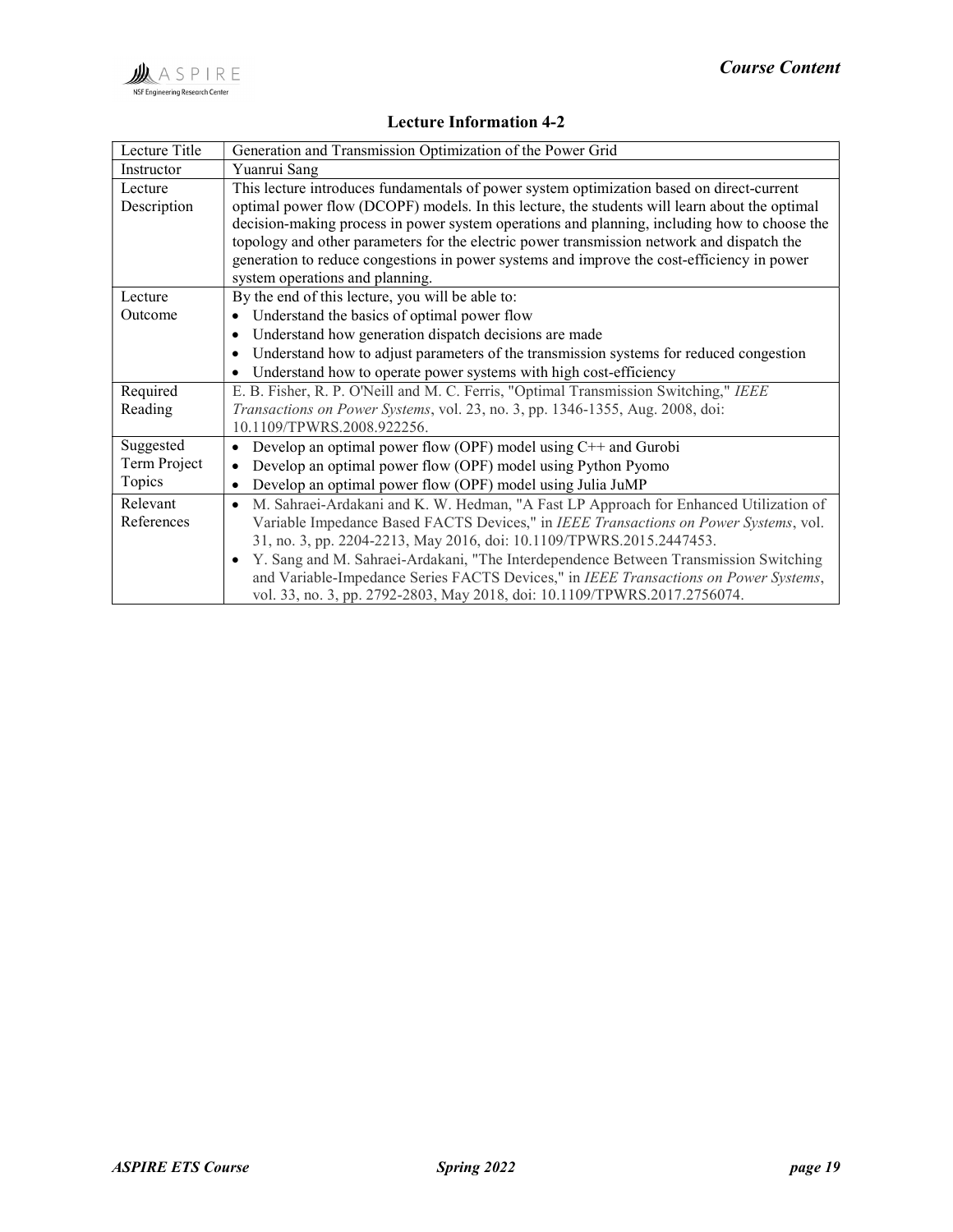## Lecture Information 4-2

| Lecture Title | Generation and Transmission Optimization of the Power Grid |
|---|---|
| Instructor | Yuanrui Sang |
| Lecture Description | This lecture introduces fundamentals of power system optimization based on direct-current optimal power flow (DCOPF) models. In this lecture, the students will learn about the optimal decision-making process in power system operations and planning, including how to choose the topology and other parameters for the electric power transmission network and dispatch the generation to reduce congestions in power systems and improve the cost-efficiency in power system operations and planning. |
| Lecture Outcome | By the end of this lecture, you will be able to: <br>• Understand the basics of optimal power flow <br>• Understand how generation dispatch decisions are made <br>• Understand how to adjust parameters of the transmission systems for reduced congestion <br>• Understand how to operate power systems with high cost-efficiency |
| Required Reading | E. B. Fisher, R. P. O'Neill and M. C. Ferris, "Optimal Transmission Switching," *IEEE Transactions on Power Systems*, vol. 23, no. 3, pp. 1346-1355, Aug. 2008, doi: 10.1109/TPWRS.2008.922256. |
| Suggested Term Project Topics | • Develop an optimal power flow (OPF) model using C++ and Gurobi <br>• Develop an optimal power flow (OPF) model using Python Pyomo <br>• Develop an optimal power flow (OPF) model using Julia JuMP |
| Relevant References | • M. Sahraei-Ardakani and K. W. Hedman, "A Fast LP Approach for Enhanced Utilization of Variable Impedance Based FACTS Devices," in *IEEE Transactions on Power Systems*, vol. 31, no. 3, pp. 2204-2213, May 2016, doi: 10.1109/TPWRS.2015.2447453. <br>• Y. Sang and M. Sahraei-Ardakani, "The Interdependence Between Transmission Switching and Variable-Impedance Series FACTS Devices," in *IEEE Transactions on Power Systems*, vol. 33, no. 3, pp. 2792-2803, May 2018, doi: 10.1109/TPWRS.2017.2756074. |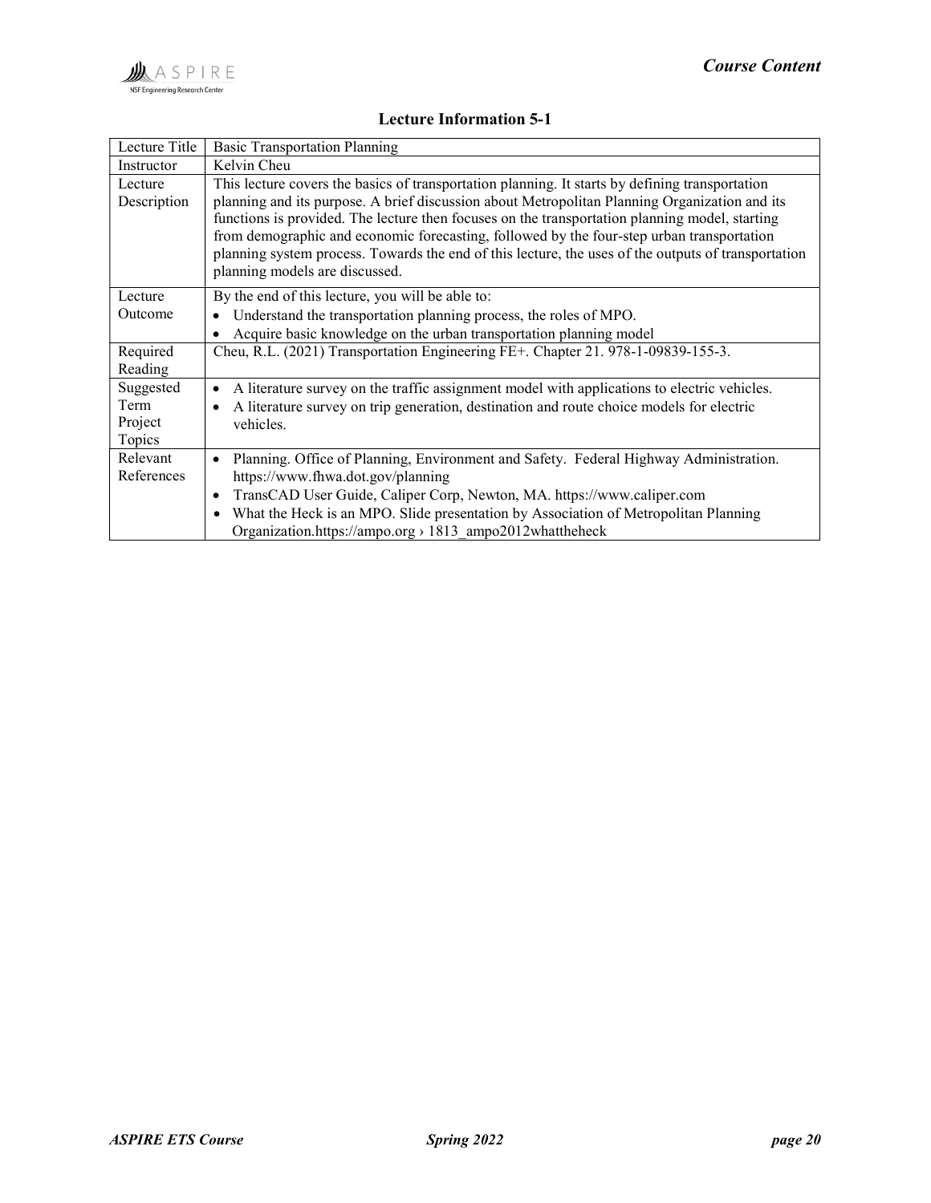## Lecture Information 5-1

| Lecture Title | Basic Transportation Planning |
|---|---|
| Instructor | Kelvin Cheu |
| Lecture Description | This lecture covers the basics of transportation planning. It starts by defining transportation planning and its purpose. A brief discussion about Metropolitan Planning Organization and its functions is provided. The lecture then focuses on the transportation planning model, starting from demographic and economic forecasting, followed by the four-step urban transportation planning system process. Towards the end of this lecture, the uses of the outputs of transportation planning models are discussed. |
| Lecture Outcome | By the end of this lecture, you will be able to:<br>• Understand the transportation planning process, the roles of MPO.<br>• Acquire basic knowledge on the urban transportation planning model |
| Required Reading | Cheu, R.L. (2021) Transportation Engineering FE+. Chapter 21. 978-1-09839-155-3. |
| Suggested Term Project Topics | • A literature survey on the traffic assignment model with applications to electric vehicles.<br>• A literature survey on trip generation, destination and route choice models for electric vehicles. |
| Relevant References | • Planning. Office of Planning, Environment and Safety. Federal Highway Administration. https://www.fhwa.dot.gov/planning<br>• TransCAD User Guide, Caliper Corp, Newton, MA. https://www.caliper.com<br>• What the Heck is an MPO. Slide presentation by Association of Metropolitan Planning Organization.https://ampo.org › 1813_ampo2012whattheheck |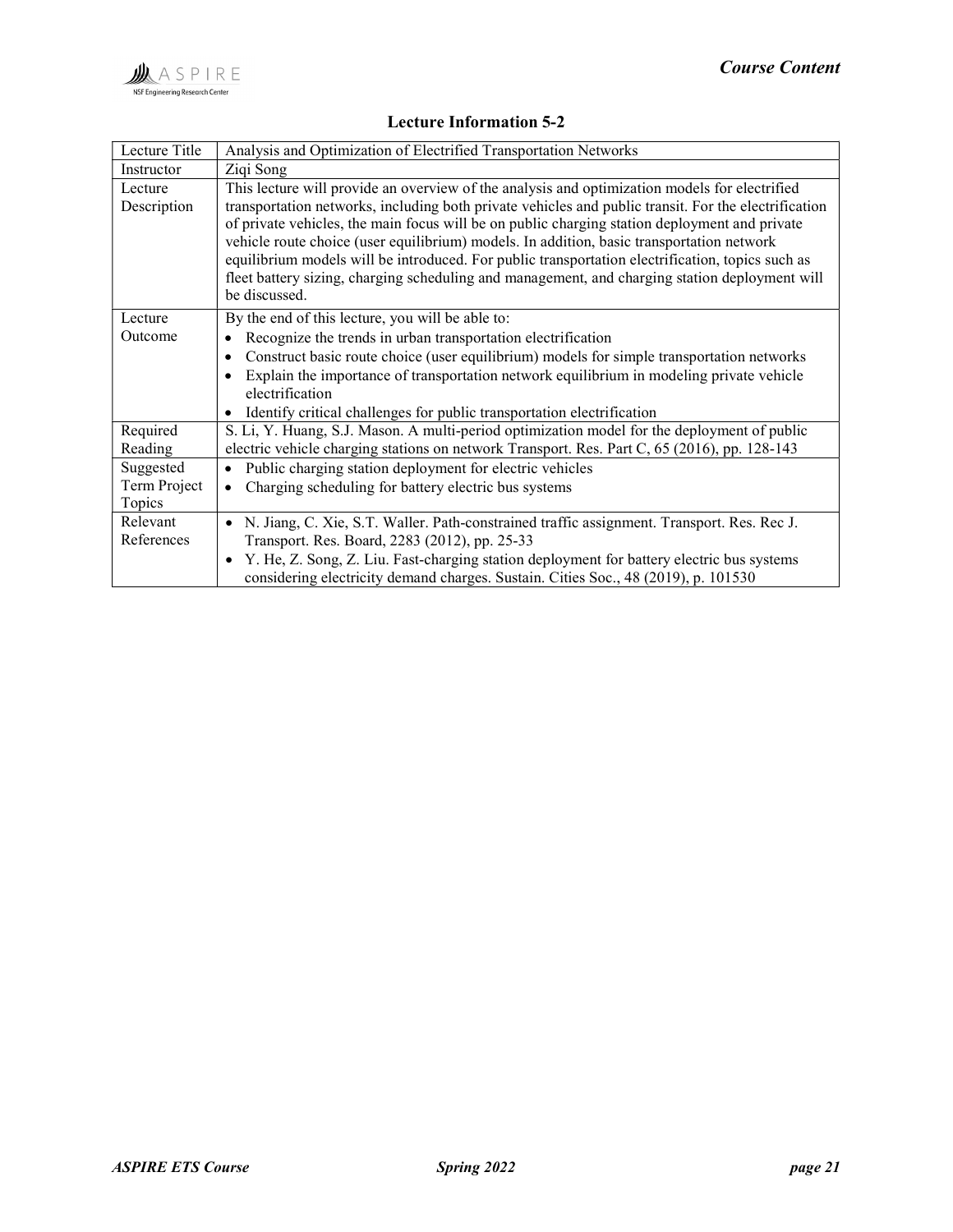## Lecture Information 5-2

| Lecture Title | Analysis and Optimization of Electrified Transportation Networks |
|---|---|
| Instructor | Ziqi Song |
| Lecture Description | This lecture will provide an overview of the analysis and optimization models for electrified transportation networks, including both private vehicles and public transit. For the electrification of private vehicles, the main focus will be on public charging station deployment and private vehicle route choice (user equilibrium) models. In addition, basic transportation network equilibrium models will be introduced. For public transportation electrification, topics such as fleet battery sizing, charging scheduling and management, and charging station deployment will be discussed. |
| Lecture Outcome | By the end of this lecture, you will be able to: <br>• Recognize the trends in urban transportation electrification <br>• Construct basic route choice (user equilibrium) models for simple transportation networks <br>• Explain the importance of transportation network equilibrium in modeling private vehicle electrification <br>• Identify critical challenges for public transportation electrification |
| Required Reading | S. Li, Y. Huang, S.J. Mason. A multi-period optimization model for the deployment of public electric vehicle charging stations on network Transport. Res. Part C, 65 (2016), pp. 128-143 |
| Suggested Term Project Topics | • Public charging station deployment for electric vehicles <br>• Charging scheduling for battery electric bus systems |
| Relevant References | • N. Jiang, C. Xie, S.T. Waller. Path-constrained traffic assignment. Transport. Res. Rec J. Transport. Res. Board, 2283 (2012), pp. 25-33 <br>• Y. He, Z. Song, Z. Liu. Fast-charging station deployment for battery electric bus systems considering electricity demand charges. Sustain. Cities Soc., 48 (2019), p. 101530 |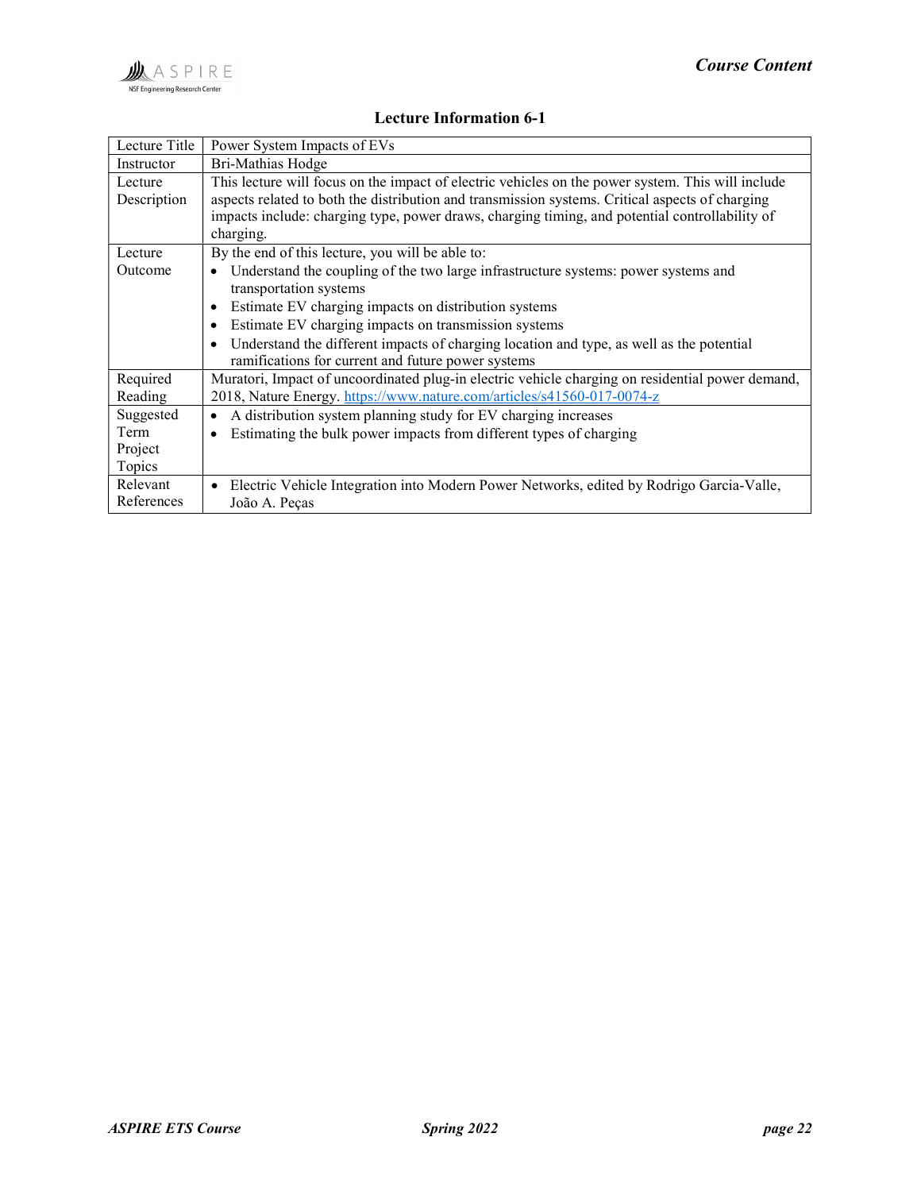## Lecture Information 6-1

| Lecture Title | Power System Impacts of EVs |
|---|---|
| Instructor | Bri-Mathias Hodge |
| Lecture Description | This lecture will focus on the impact of electric vehicles on the power system. This will include aspects related to both the distribution and transmission systems. Critical aspects of charging impacts include: charging type, power draws, charging timing, and potential controllability of charging. |
| Lecture Outcome | By the end of this lecture, you will be able to:<br>• Understand the coupling of the two large infrastructure systems: power systems and transportation systems<br>• Estimate EV charging impacts on distribution systems<br>• Estimate EV charging impacts on transmission systems<br>• Understand the different impacts of charging location and type, as well as the potential ramifications for current and future power systems |
| Required Reading | Muratori, Impact of uncoordinated plug-in electric vehicle charging on residential power demand, 2018, Nature Energy. https://www.nature.com/articles/s41560-017-0074-z |
| Suggested Term Project Topics | • A distribution system planning study for EV charging increases<br>• Estimating the bulk power impacts from different types of charging |
| Relevant References | • Electric Vehicle Integration into Modern Power Networks, edited by Rodrigo Garcia-Valle, João A. Peças |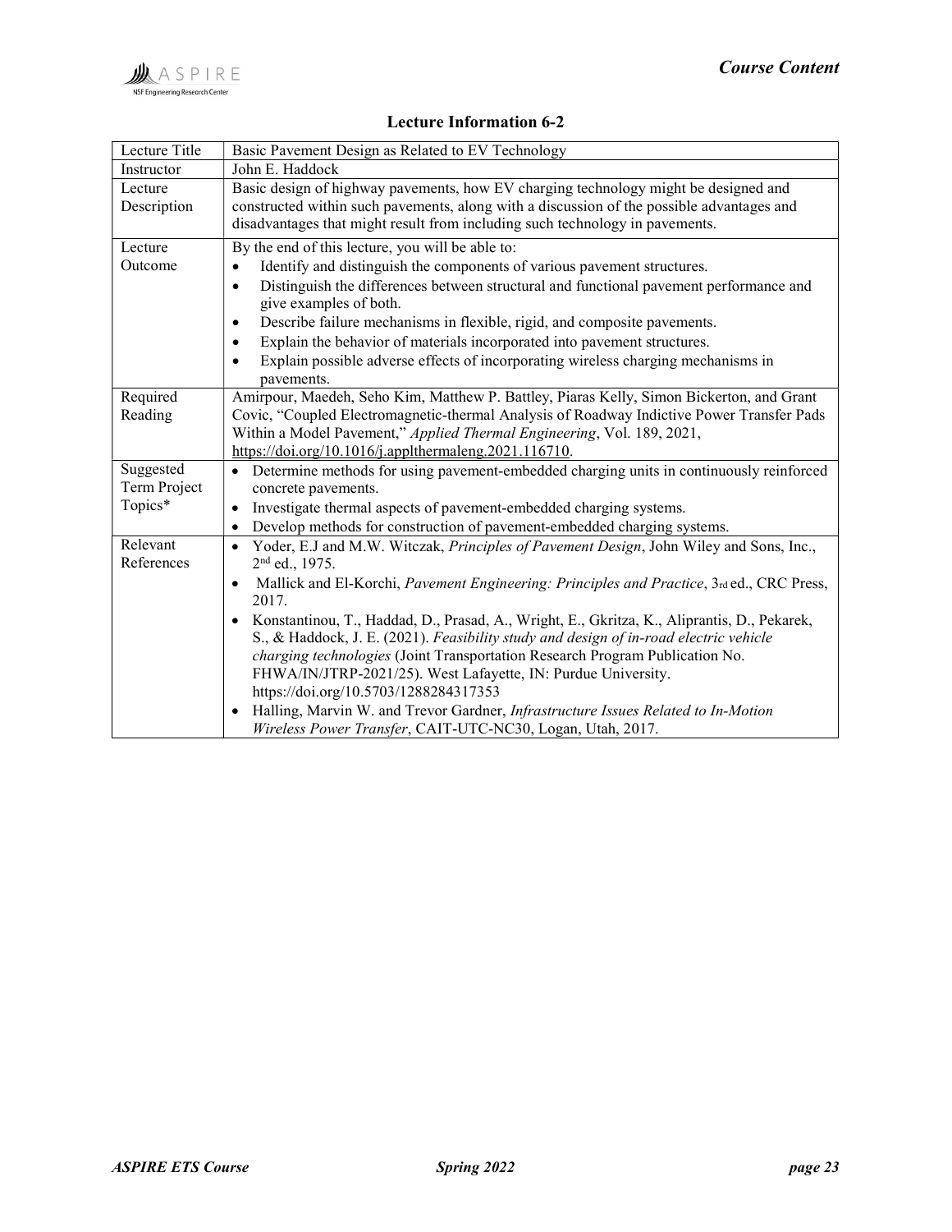## Lecture Information 6-2

| | |
|---|---|
| Lecture Title | Basic Pavement Design as Related to EV Technology |
| Instructor | John E. Haddock |
| Lecture Description | Basic design of highway pavements, how EV charging technology might be designed and constructed within such pavements, along with a discussion of the possible advantages and disadvantages that might result from including such technology in pavements. |
| Lecture Outcome | By the end of this lecture, you will be able to:<br>• Identify and distinguish the components of various pavement structures.<br>• Distinguish the differences between structural and functional pavement performance and give examples of both.<br>• Describe failure mechanisms in flexible, rigid, and composite pavements.<br>• Explain the behavior of materials incorporated into pavement structures.<br>• Explain possible adverse effects of incorporating wireless charging mechanisms in pavements. |
| Required Reading | Amirpour, Maedeh, Seho Kim, Matthew P. Battley, Piaras Kelly, Simon Bickerton, and Grant Covic, "Coupled Electromagnetic-thermal Analysis of Roadway Indictive Power Transfer Pads Within a Model Pavement," *Applied Thermal Engineering*, Vol. 189, 2021, https://doi.org/10.1016/j.applthermaleng.2021.116710. |
| Suggested Term Project Topics* | • Determine methods for using pavement-embedded charging units in continuously reinforced concrete pavements.<br>• Investigate thermal aspects of pavement-embedded charging systems.<br>• Develop methods for construction of pavement-embedded charging systems. |
| Relevant References | • Yoder, E.J and M.W. Witczak, *Principles of Pavement Design*, John Wiley and Sons, Inc., 2nd ed., 1975.<br>• Mallick and El-Korchi, *Pavement Engineering: Principles and Practice*, 3rd ed., CRC Press, 2017.<br>• Konstantinou, T., Haddad, D., Prasad, A., Wright, E., Gkritza, K., Aliprantis, D., Pekarek, S., & Haddock, J. E. (2021). *Feasibility study and design of in-road electric vehicle charging technologies* (Joint Transportation Research Program Publication No. FHWA/IN/JTRP-2021/25). West Lafayette, IN: Purdue University. https://doi.org/10.5703/1288284317353<br>• Halling, Marvin W. and Trevor Gardner, *Infrastructure Issues Related to In-Motion Wireless Power Transfer*, CAIT-UTC-NC30, Logan, Utah, 2017. |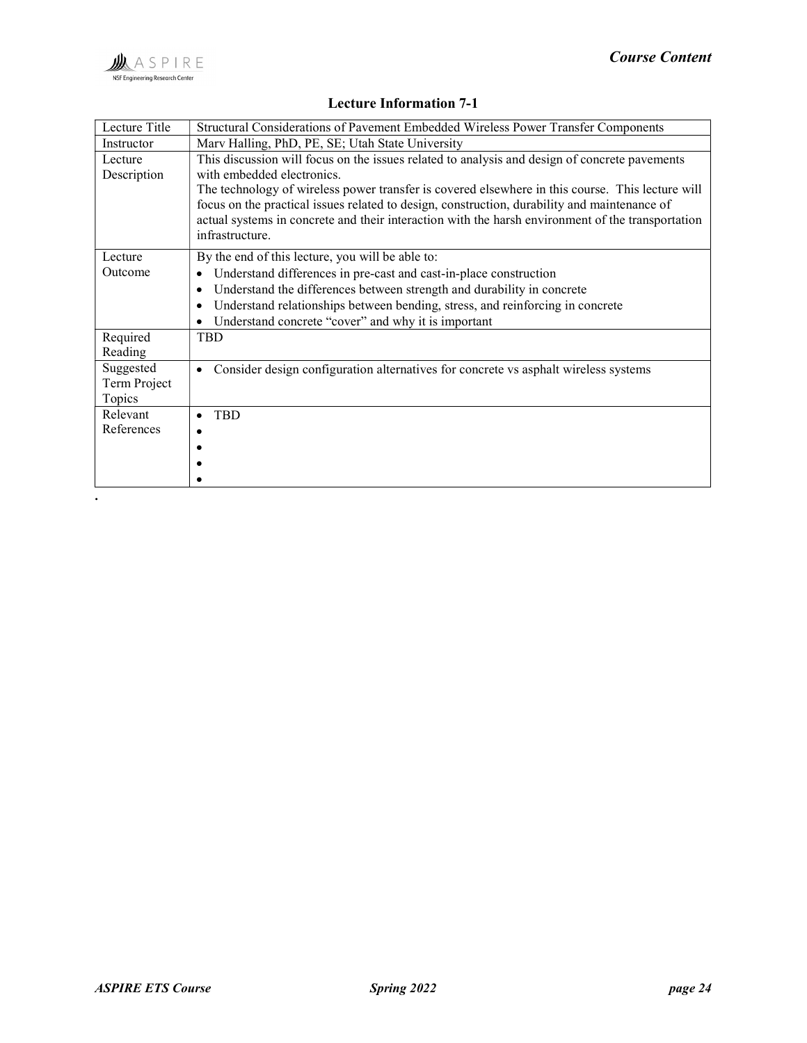## Lecture Information 7-1

| Lecture Title | Structural Considerations of Pavement Embedded Wireless Power Transfer Components |
|---|---|
| Instructor | Marv Halling, PhD, PE, SE; Utah State University |
| Lecture Description | This discussion will focus on the issues related to analysis and design of concrete pavements with embedded electronics.<br>The technology of wireless power transfer is covered elsewhere in this course. This lecture will focus on the practical issues related to design, construction, durability and maintenance of actual systems in concrete and their interaction with the harsh environment of the transportation infrastructure. |
| Lecture Outcome | By the end of this lecture, you will be able to:<br>• Understand differences in pre-cast and cast-in-place construction<br>• Understand the differences between strength and durability in concrete<br>• Understand relationships between bending, stress, and reinforcing in concrete<br>• Understand concrete "cover" and why it is important |
| Required Reading | TBD |
| Suggested Term Project Topics | • Consider design configuration alternatives for concrete vs asphalt wireless systems |
| Relevant References | • TBD<br>•<br>•<br>•<br>• |

.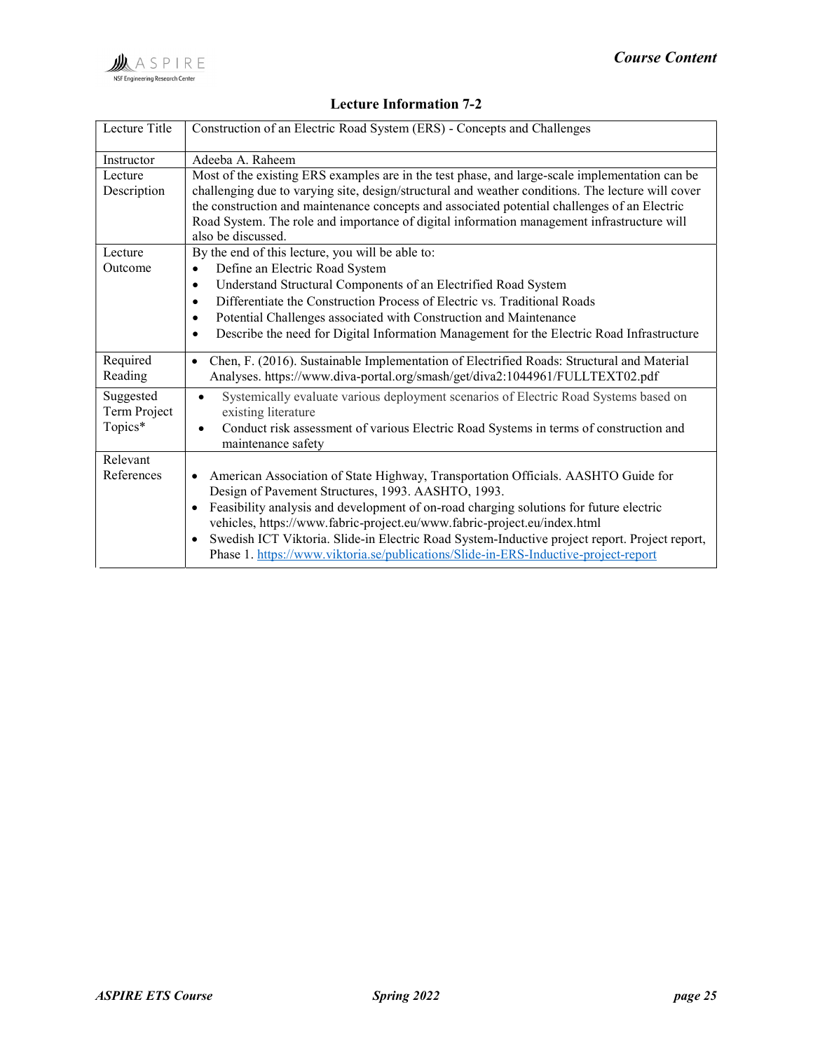### Lecture Information 7-2

| | |
|---|---|
| Lecture Title | Construction of an Electric Road System (ERS) - Concepts and Challenges |
| Instructor | Adeeba A. Raheem |
| Lecture Description | Most of the existing ERS examples are in the test phase, and large-scale implementation can be challenging due to varying site, design/structural and weather conditions. The lecture will cover the construction and maintenance concepts and associated potential challenges of an Electric Road System. The role and importance of digital information management infrastructure will also be discussed. |
| Lecture Outcome | By the end of this lecture, you will be able to:<br>• Define an Electric Road System<br>• Understand Structural Components of an Electrified Road System<br>• Differentiate the Construction Process of Electric vs. Traditional Roads<br>• Potential Challenges associated with Construction and Maintenance<br>• Describe the need for Digital Information Management for the Electric Road Infrastructure |
| Required Reading | • Chen, F. (2016). Sustainable Implementation of Electrified Roads: Structural and Material Analyses. https://www.diva-portal.org/smash/get/diva2:1044961/FULLTEXT02.pdf |
| Suggested Term Project Topics* | • Systemically evaluate various deployment scenarios of Electric Road Systems based on existing literature<br>• Conduct risk assessment of various Electric Road Systems in terms of construction and maintenance safety |
| Relevant References | • American Association of State Highway, Transportation Officials. AASHTO Guide for Design of Pavement Structures, 1993. AASHTO, 1993.<br>• Feasibility analysis and development of on-road charging solutions for future electric vehicles, https://www.fabric-project.eu/www.fabric-project.eu/index.html<br>• Swedish ICT Viktoria. Slide-in Electric Road System-Inductive project report. Project report, Phase 1. https://www.viktoria.se/publications/Slide-in-ERS-Inductive-project-report |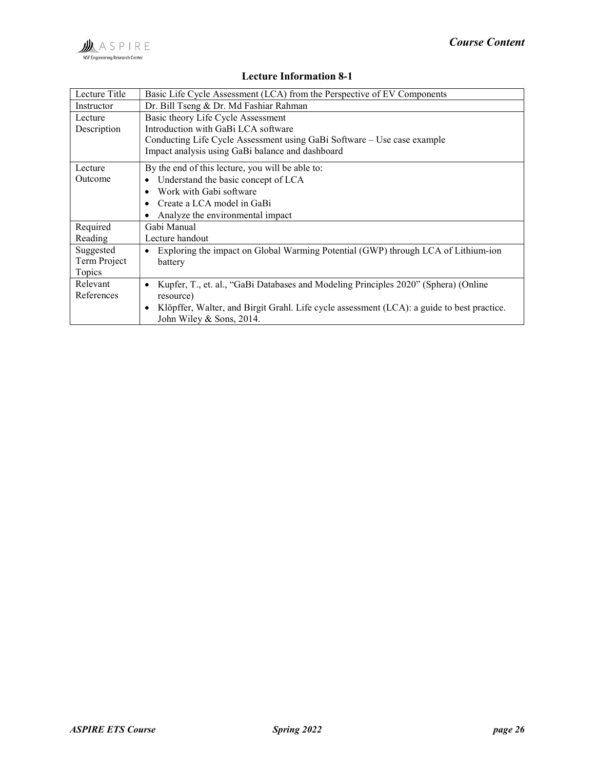## Lecture Information 8-1

| | |
|---|---|
| Lecture Title | Basic Life Cycle Assessment (LCA) from the Perspective of EV Components |
| Instructor | Dr. Bill Tseng & Dr. Md Fashiar Rahman |
| Lecture Description | Basic theory Life Cycle Assessment<br>Introduction with GaBi LCA software<br>Conducting Life Cycle Assessment using GaBi Software – Use case example<br>Impact analysis using GaBi balance and dashboard |
| Lecture Outcome | By the end of this lecture, you will be able to:<br>• Understand the basic concept of LCA<br>• Work with Gabi software<br>• Create a LCA model in GaBi<br>• Analyze the environmental impact |
| Required Reading | Gabi Manual<br>Lecture handout |
| Suggested Term Project Topics | • Exploring the impact on Global Warming Potential (GWP) through LCA of Lithium-ion battery |
| Relevant References | • Kupfer, T., et. al., "GaBi Databases and Modeling Principles 2020" (Sphera) (Online resource)<br>• Klöpffer, Walter, and Birgit Grahl. Life cycle assessment (LCA): a guide to best practice. John Wiley & Sons, 2014. |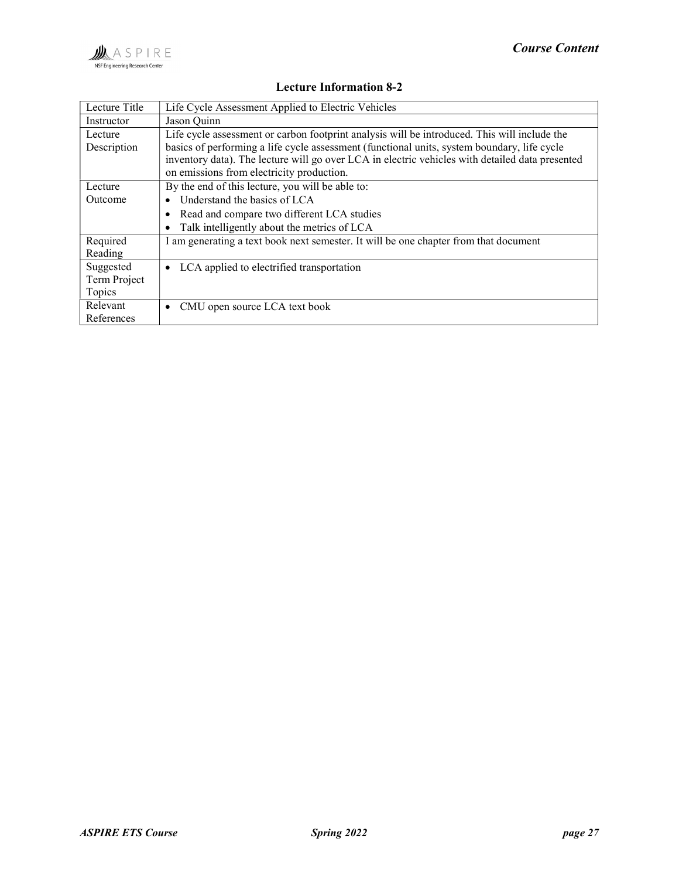## Lecture Information 8-2

| Lecture Title | Life Cycle Assessment Applied to Electric Vehicles |
|---|---|
| Instructor | Jason Quinn |
| Lecture Description | Life cycle assessment or carbon footprint analysis will be introduced. This will include the basics of performing a life cycle assessment (functional units, system boundary, life cycle inventory data). The lecture will go over LCA in electric vehicles with detailed data presented on emissions from electricity production. |
| Lecture Outcome | By the end of this lecture, you will be able to: <br>• Understand the basics of LCA <br>• Read and compare two different LCA studies <br>• Talk intelligently about the metrics of LCA |
| Required Reading | I am generating a text book next semester. It will be one chapter from that document |
| Suggested Term Project Topics | • LCA applied to electrified transportation |
| Relevant References | • CMU open source LCA text book |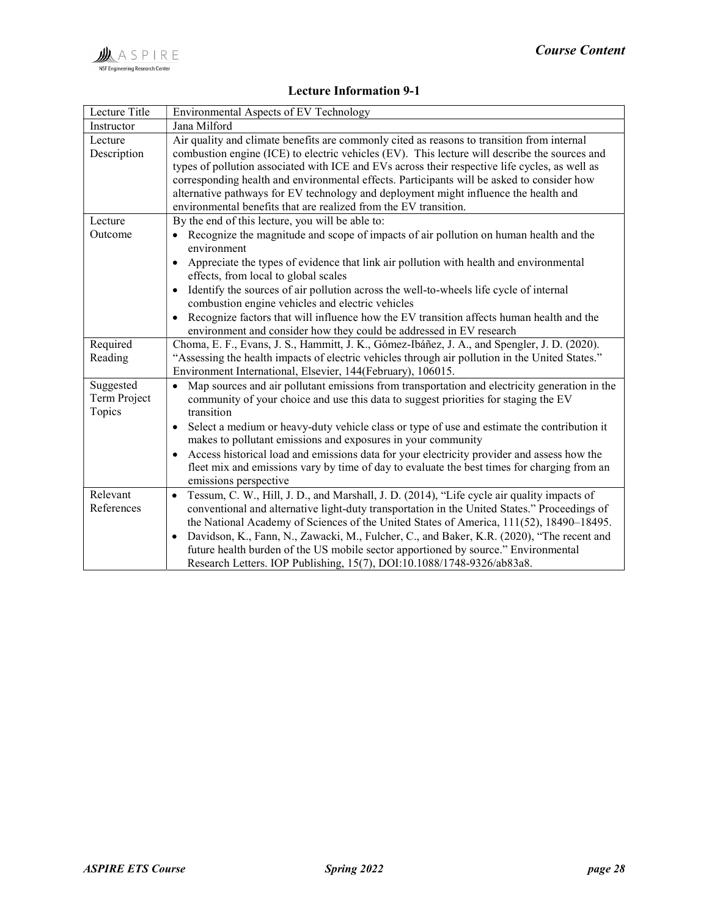## Lecture Information 9-1

| Lecture Title | Environmental Aspects of EV Technology |
| --- | --- |
| Instructor | Jana Milford |
| Lecture Description | Air quality and climate benefits are commonly cited as reasons to transition from internal combustion engine (ICE) to electric vehicles (EV). This lecture will describe the sources and types of pollution associated with ICE and EVs across their respective life cycles, as well as corresponding health and environmental effects. Participants will be asked to consider how alternative pathways for EV technology and deployment might influence the health and environmental benefits that are realized from the EV transition. |
| Lecture Outcome | By the end of this lecture, you will be able to:<br>• Recognize the magnitude and scope of impacts of air pollution on human health and the environment<br>• Appreciate the types of evidence that link air pollution with health and environmental effects, from local to global scales<br>• Identify the sources of air pollution across the well-to-wheels life cycle of internal combustion engine vehicles and electric vehicles<br>• Recognize factors that will influence how the EV transition affects human health and the environment and consider how they could be addressed in EV research |
| Required Reading | Choma, E. F., Evans, J. S., Hammitt, J. K., Gómez-Ibáñez, J. A., and Spengler, J. D. (2020). "Assessing the health impacts of electric vehicles through air pollution in the United States." Environment International, Elsevier, 144(February), 106015. |
| Suggested Term Project Topics | • Map sources and air pollutant emissions from transportation and electricity generation in the community of your choice and use this data to suggest priorities for staging the EV transition<br>• Select a medium or heavy-duty vehicle class or type of use and estimate the contribution it makes to pollutant emissions and exposures in your community<br>• Access historical load and emissions data for your electricity provider and assess how the fleet mix and emissions vary by time of day to evaluate the best times for charging from an emissions perspective |
| Relevant References | • Tessum, C. W., Hill, J. D., and Marshall, J. D. (2014), "Life cycle air quality impacts of conventional and alternative light-duty transportation in the United States." Proceedings of the National Academy of Sciences of the United States of America, 111(52), 18490–18495.<br>• Davidson, K., Fann, N., Zawacki, M., Fulcher, C., and Baker, K.R. (2020), "The recent and future health burden of the US mobile sector apportioned by source." Environmental Research Letters. IOP Publishing, 15(7), DOI:10.1088/1748-9326/ab83a8. |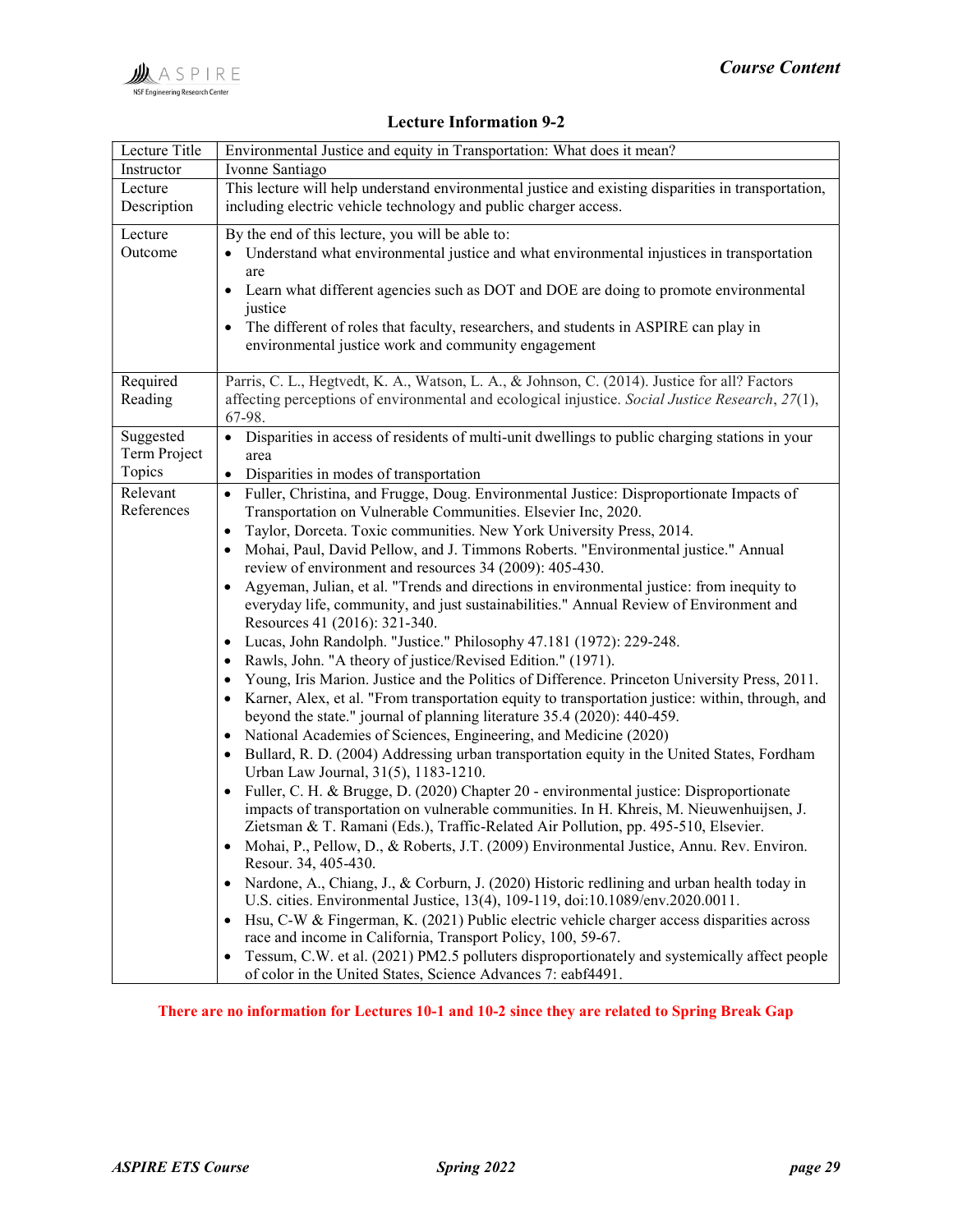## Lecture Information 9-2

| | |
|---|---|
| Lecture Title | Environmental Justice and equity in Transportation: What does it mean? |
| Instructor | Ivonne Santiago |
| Lecture Description | This lecture will help understand environmental justice and existing disparities in transportation, including electric vehicle technology and public charger access. |
| Lecture Outcome | By the end of this lecture, you will be able to:<br>• Understand what environmental justice and what environmental injustices in transportation are<br>• Learn what different agencies such as DOT and DOE are doing to promote environmental justice<br>• The different of roles that faculty, researchers, and students in ASPIRE can play in environmental justice work and community engagement |
| Required Reading | Parris, C. L., Hegtvedt, K. A., Watson, L. A., & Johnson, C. (2014). Justice for all? Factors affecting perceptions of environmental and ecological injustice. *Social Justice Research*, *27*(1), 67-98. |
| Suggested Term Project Topics | • Disparities in access of residents of multi-unit dwellings to public charging stations in your area<br>• Disparities in modes of transportation |
| Relevant References | • Fuller, Christina, and Frugge, Doug. Environmental Justice: Disproportionate Impacts of Transportation on Vulnerable Communities. Elsevier Inc, 2020.<br>• Taylor, Dorceta. Toxic communities. New York University Press, 2014.<br>• Mohai, Paul, David Pellow, and J. Timmons Roberts. "Environmental justice." Annual review of environment and resources 34 (2009): 405-430.<br>• Agyeman, Julian, et al. "Trends and directions in environmental justice: from inequity to everyday life, community, and just sustainabilities." Annual Review of Environment and Resources 41 (2016): 321-340.<br>• Lucas, John Randolph. "Justice." Philosophy 47.181 (1972): 229-248.<br>• Rawls, John. "A theory of justice/Revised Edition." (1971).<br>• Young, Iris Marion. Justice and the Politics of Difference. Princeton University Press, 2011.<br>• Karner, Alex, et al. "From transportation equity to transportation justice: within, through, and beyond the state." journal of planning literature 35.4 (2020): 440-459.<br>• National Academies of Sciences, Engineering, and Medicine (2020)<br>• Bullard, R. D. (2004) Addressing urban transportation equity in the United States, Fordham Urban Law Journal, 31(5), 1183-1210.<br>• Fuller, C. H. & Brugge, D. (2020) Chapter 20 - environmental justice: Disproportionate impacts of transportation on vulnerable communities. In H. Khreis, M. Nieuwenhuijsen, J. Zietsman & T. Ramani (Eds.), Traffic-Related Air Pollution, pp. 495-510, Elsevier.<br>• Mohai, P., Pellow, D., & Roberts, J.T. (2009) Environmental Justice, Annu. Rev. Environ. Resour. 34, 405-430.<br>• Nardone, A., Chiang, J., & Corburn, J. (2020) Historic redlining and urban health today in U.S. cities. Environmental Justice, 13(4), 109-119, doi:10.1089/env.2020.0011.<br>• Hsu, C-W & Fingerman, K. (2021) Public electric vehicle charger access disparities across race and income in California, Transport Policy, 100, 59-67.<br>• Tessum, C.W. et al. (2021) PM2.5 polluters disproportionately and systemically affect people of color in the United States, Science Advances 7: eabf4491. |

**There are no information for Lectures 10-1 and 10-2 since they are related to Spring Break Gap**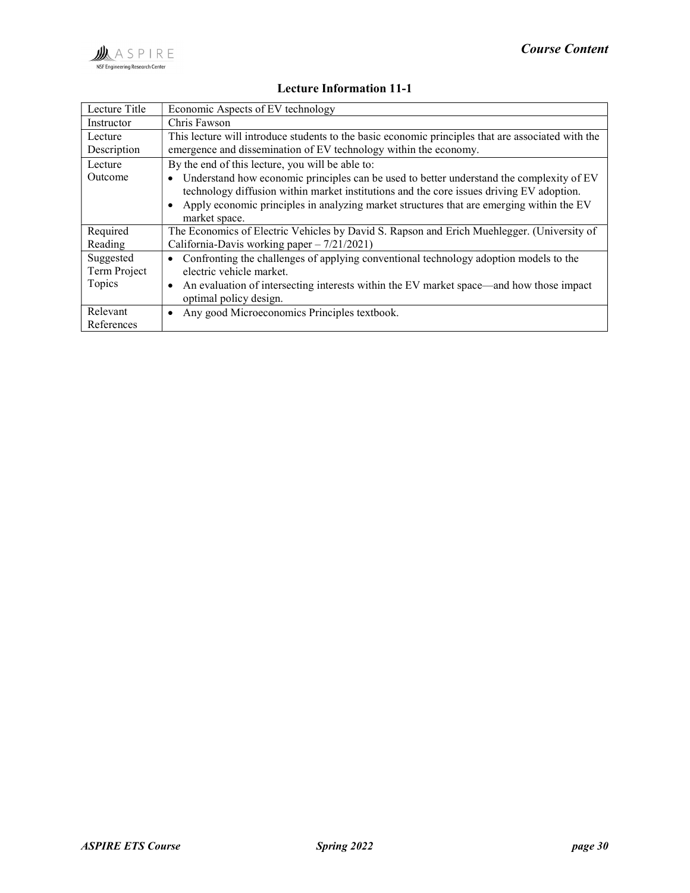## Lecture Information 11-1

| Lecture Title | Economic Aspects of EV technology |
|---|---|
| Instructor | Chris Fawson |
| Lecture Description | This lecture will introduce students to the basic economic principles that are associated with the emergence and dissemination of EV technology within the economy. |
| Lecture Outcome | By the end of this lecture, you will be able to: <br>• Understand how economic principles can be used to better understand the complexity of EV technology diffusion within market institutions and the core issues driving EV adoption. <br>• Apply economic principles in analyzing market structures that are emerging within the EV market space. |
| Required Reading | The Economics of Electric Vehicles by David S. Rapson and Erich Muehlegger. (University of California-Davis working paper – 7/21/2021) |
| Suggested Term Project Topics | • Confronting the challenges of applying conventional technology adoption models to the electric vehicle market. <br>• An evaluation of intersecting interests within the EV market space—and how those impact optimal policy design. |
| Relevant References | • Any good Microeconomics Principles textbook. |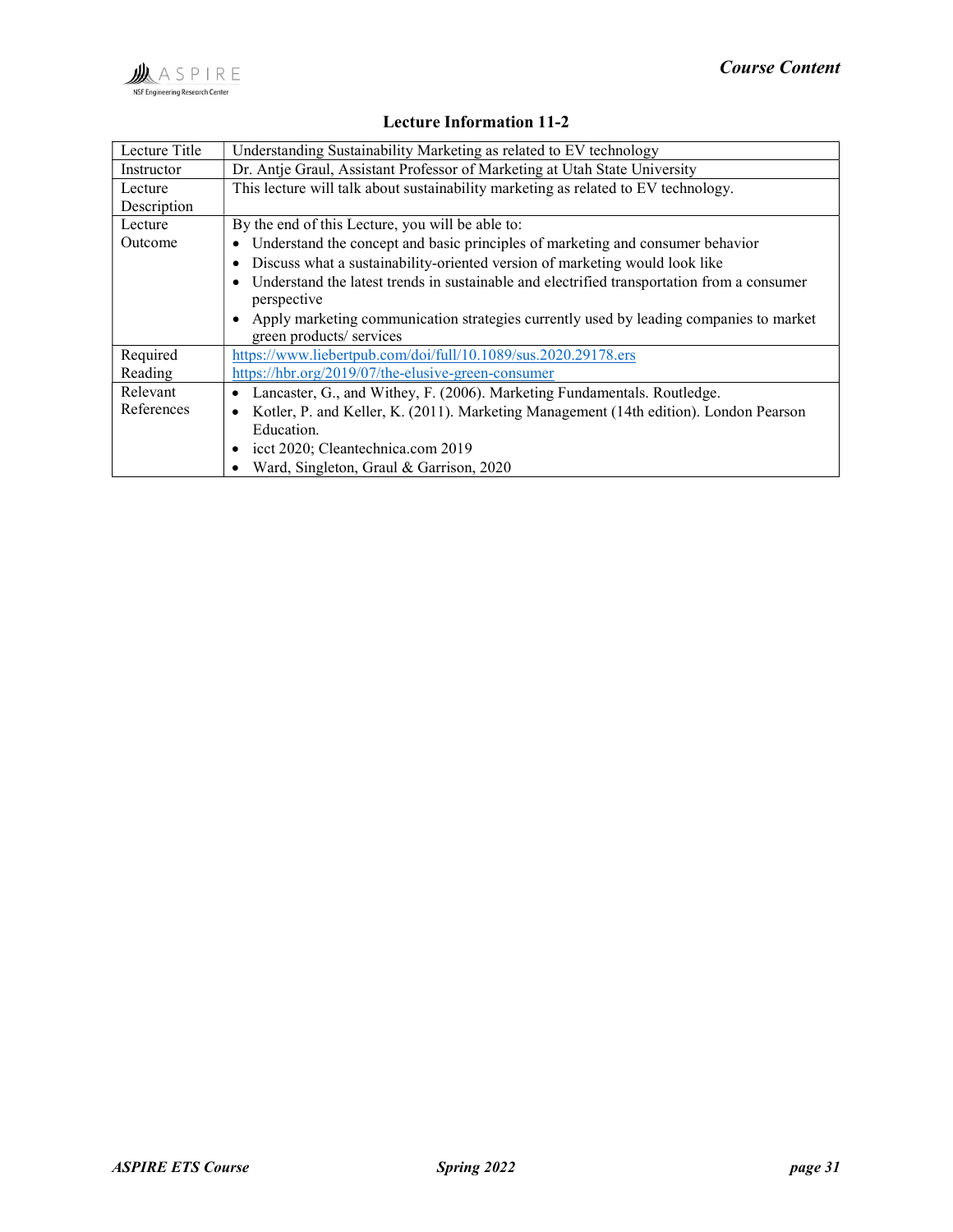## Lecture Information 11-2

| | |
|---|---|
| Lecture Title | Understanding Sustainability Marketing as related to EV technology |
| Instructor | Dr. Antje Graul, Assistant Professor of Marketing at Utah State University |
| Lecture Description | This lecture will talk about sustainability marketing as related to EV technology. |
| Lecture Outcome | By the end of this Lecture, you will be able to:<br>• Understand the concept and basic principles of marketing and consumer behavior<br>• Discuss what a sustainability-oriented version of marketing would look like<br>• Understand the latest trends in sustainable and electrified transportation from a consumer perspective<br>• Apply marketing communication strategies currently used by leading companies to market green products/ services |
| Required Reading | https://www.liebertpub.com/doi/full/10.1089/sus.2020.29178.ers<br>https://hbr.org/2019/07/the-elusive-green-consumer |
| Relevant References | • Lancaster, G., and Withey, F. (2006). Marketing Fundamentals. Routledge.<br>• Kotler, P. and Keller, K. (2011). Marketing Management (14th edition). London Pearson Education.<br>• icct 2020; Cleantechnica.com 2019<br>• Ward, Singleton, Graul & Garrison, 2020 |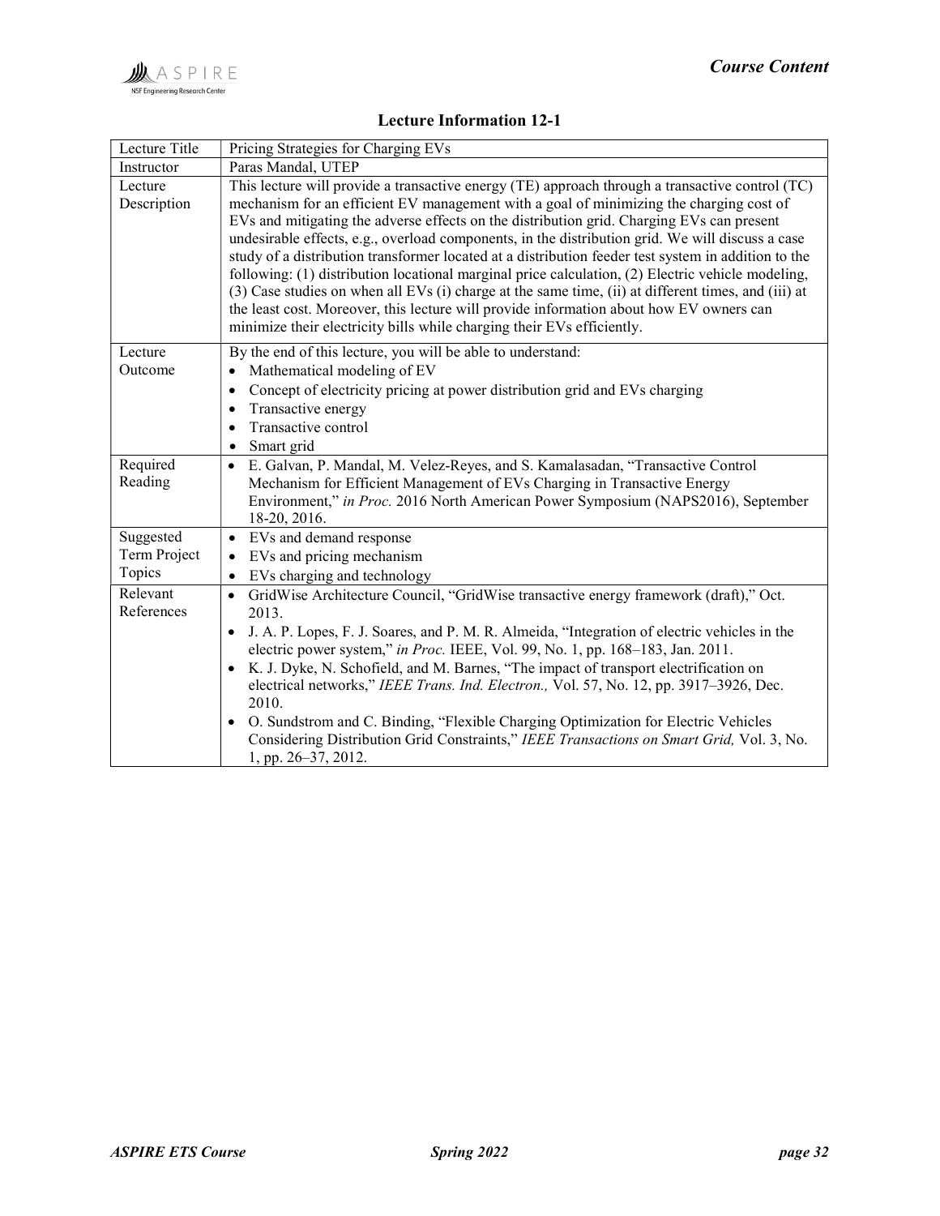### Lecture Information 12-1

| Lecture Title | Pricing Strategies for Charging EVs |
|---|---|
| Instructor | Paras Mandal, UTEP |
| Lecture Description | This lecture will provide a transactive energy (TE) approach through a transactive control (TC) mechanism for an efficient EV management with a goal of minimizing the charging cost of EVs and mitigating the adverse effects on the distribution grid. Charging EVs can present undesirable effects, e.g., overload components, in the distribution grid. We will discuss a case study of a distribution transformer located at a distribution feeder test system in addition to the following: (1) distribution locational marginal price calculation, (2) Electric vehicle modeling, (3) Case studies on when all EVs (i) charge at the same time, (ii) at different times, and (iii) at the least cost. Moreover, this lecture will provide information about how EV owners can minimize their electricity bills while charging their EVs efficiently. |
| Lecture Outcome | By the end of this lecture, you will be able to understand: <br>• Mathematical modeling of EV <br>• Concept of electricity pricing at power distribution grid and EVs charging <br>• Transactive energy <br>• Transactive control <br>• Smart grid |
| Required Reading | • E. Galvan, P. Mandal, M. Velez-Reyes, and S. Kamalasadan, "Transactive Control Mechanism for Efficient Management of EVs Charging in Transactive Energy Environment," *in Proc.* 2016 North American Power Symposium (NAPS2016), September 18-20, 2016. |
| Suggested Term Project Topics | • EVs and demand response <br>• EVs and pricing mechanism <br>• EVs charging and technology |
| Relevant References | • GridWise Architecture Council, "GridWise transactive energy framework (draft)," Oct. 2013. <br>• J. A. P. Lopes, F. J. Soares, and P. M. R. Almeida, "Integration of electric vehicles in the electric power system," *in Proc.* IEEE, Vol. 99, No. 1, pp. 168–183, Jan. 2011. <br>• K. J. Dyke, N. Schofield, and M. Barnes, "The impact of transport electrification on electrical networks," *IEEE Trans. Ind. Electron.,* Vol. 57, No. 12, pp. 3917–3926, Dec. 2010. <br>• O. Sundstrom and C. Binding, "Flexible Charging Optimization for Electric Vehicles Considering Distribution Grid Constraints," *IEEE Transactions on Smart Grid,* Vol. 3, No. 1, pp. 26–37, 2012. |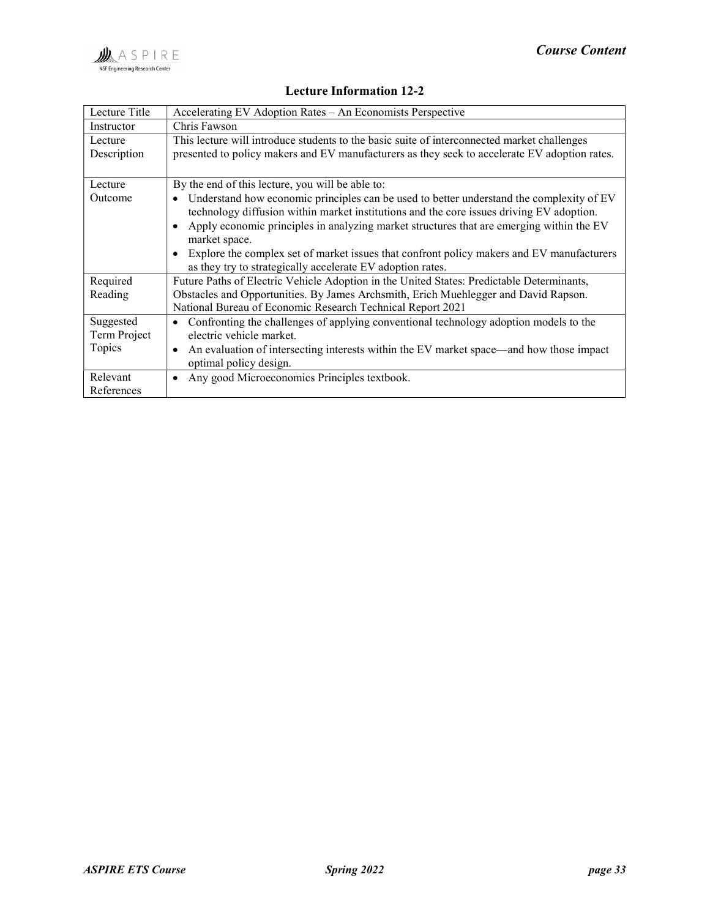## Lecture Information 12-2

| Lecture Title | Accelerating EV Adoption Rates – An Economists Perspective |
|---|---|
| Instructor | Chris Fawson |
| Lecture Description | This lecture will introduce students to the basic suite of interconnected market challenges presented to policy makers and EV manufacturers as they seek to accelerate EV adoption rates. |
| Lecture Outcome | By the end of this lecture, you will be able to:<br>• Understand how economic principles can be used to better understand the complexity of EV technology diffusion within market institutions and the core issues driving EV adoption.<br>• Apply economic principles in analyzing market structures that are emerging within the EV market space.<br>• Explore the complex set of market issues that confront policy makers and EV manufacturers as they try to strategically accelerate EV adoption rates. |
| Required Reading | Future Paths of Electric Vehicle Adoption in the United States: Predictable Determinants, Obstacles and Opportunities. By James Archsmith, Erich Muehlegger and David Rapson. National Bureau of Economic Research Technical Report 2021 |
| Suggested Term Project Topics | • Confronting the challenges of applying conventional technology adoption models to the electric vehicle market.<br>• An evaluation of intersecting interests within the EV market space—and how those impact optimal policy design. |
| Relevant References | • Any good Microeconomics Principles textbook. |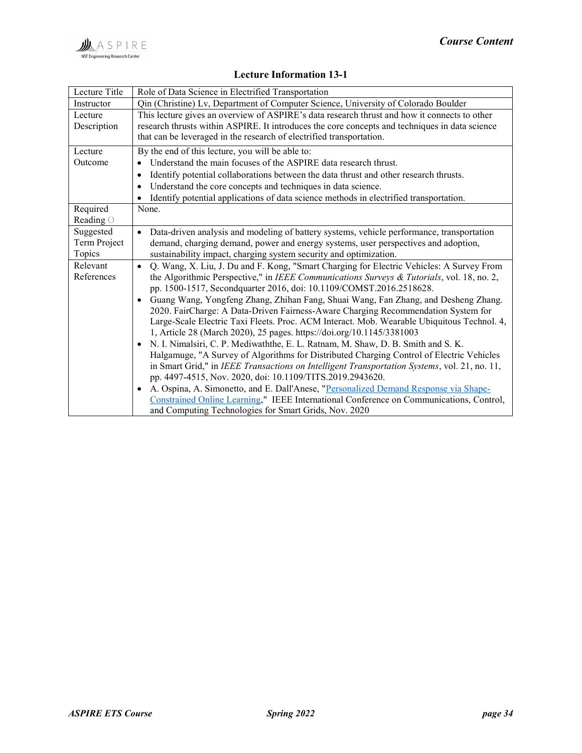### Lecture Information 13-1

| | |
|---|---|
| Lecture Title | Role of Data Science in Electrified Transportation |
| Instructor | Qin (Christine) Lv, Department of Computer Science, University of Colorado Boulder |
| Lecture Description | This lecture gives an overview of ASPIRE's data research thrust and how it connects to other research thrusts within ASPIRE. It introduces the core concepts and techniques in data science that can be leveraged in the research of electrified transportation. |
| Lecture Outcome | By the end of this lecture, you will be able to:<br>• Understand the main focuses of the ASPIRE data research thrust.<br>• Identify potential collaborations between the data thrust and other research thrusts.<br>• Understand the core concepts and techniques in data science.<br>• Identify potential applications of data science methods in electrified transportation. |
| Required Reading | None. |
| Suggested Term Project Topics | • Data-driven analysis and modeling of battery systems, vehicle performance, transportation demand, charging demand, power and energy systems, user perspectives and adoption, sustainability impact, charging system security and optimization. |
| Relevant References | • Q. Wang, X. Liu, J. Du and F. Kong, "Smart Charging for Electric Vehicles: A Survey From the Algorithmic Perspective," in *IEEE Communications Surveys & Tutorials*, vol. 18, no. 2, pp. 1500-1517, Secondquarter 2016, doi: 10.1109/COMST.2016.2518628.<br>• Guang Wang, Yongfeng Zhang, Zhihan Fang, Shuai Wang, Fan Zhang, and Desheng Zhang. 2020. FairCharge: A Data-Driven Fairness-Aware Charging Recommendation System for Large-Scale Electric Taxi Fleets. Proc. ACM Interact. Mob. Wearable Ubiquitous Technol. 4, 1, Article 28 (March 2020), 25 pages. https://doi.org/10.1145/3381003<br>• N. I. Nimalsiri, C. P. Mediwaththe, E. L. Ratnam, M. Shaw, D. B. Smith and S. K. Halgamuge, "A Survey of Algorithms for Distributed Charging Control of Electric Vehicles in Smart Grid," in *IEEE Transactions on Intelligent Transportation Systems*, vol. 21, no. 11, pp. 4497-4515, Nov. 2020, doi: 10.1109/TITS.2019.2943620.<br>• A. Ospina, A. Simonetto, and E. Dall'Anese, "Personalized Demand Response via Shape-Constrained Online Learning," IEEE International Conference on Communications, Control, and Computing Technologies for Smart Grids, Nov. 2020 |